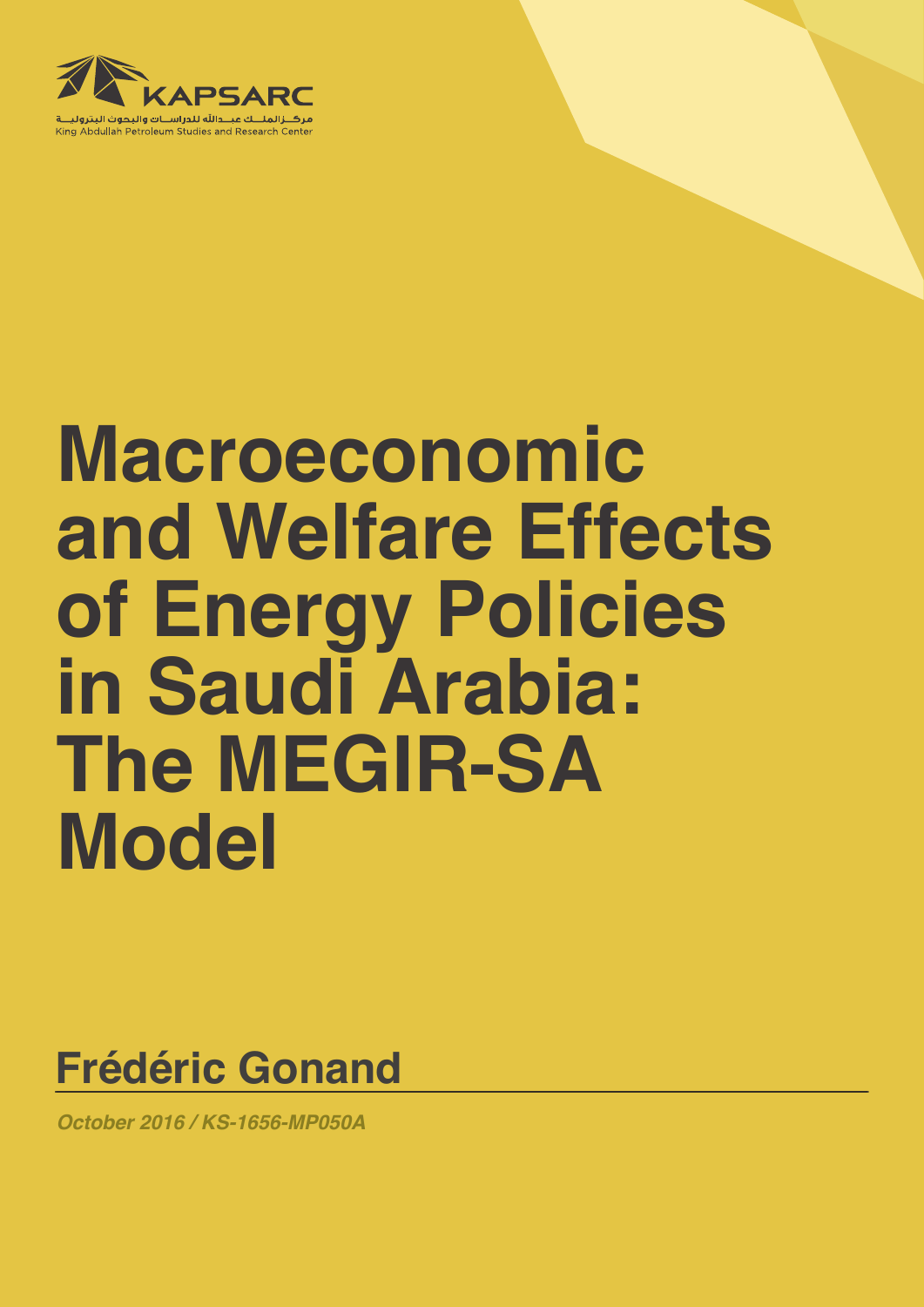KAPSARC

مركز الملك عبدالله للدراسات والبحوث البترولية

King Abdullah Petroleum Studies and Research Center

# Macroeconomic and Welfare Effects of Energy Policies in Saudi Arabia: The MEGIR-SA Model

## Frédéric Gonand

*October 2016 / KS-1656-MP050A*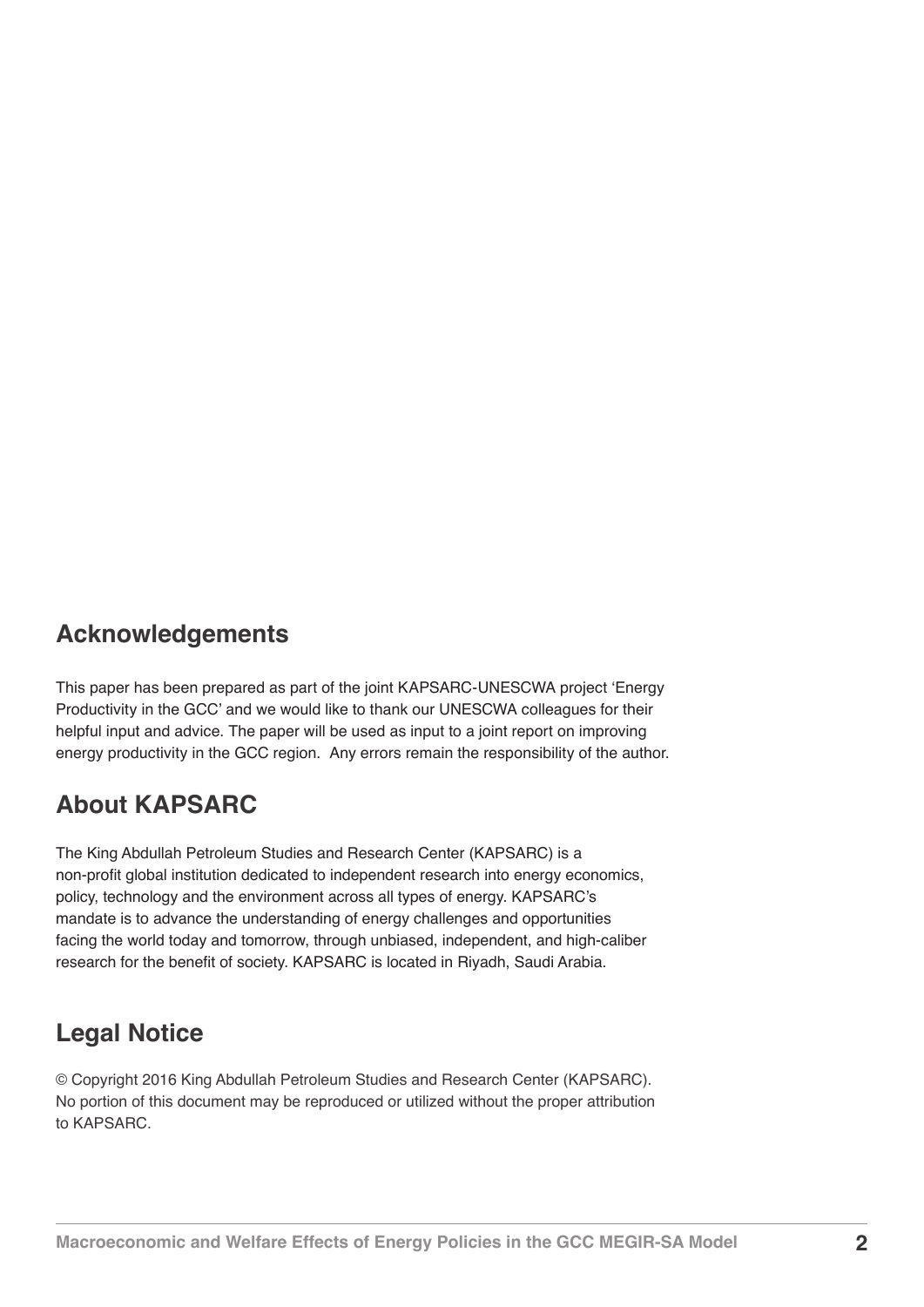## Acknowledgements

This paper has been prepared as part of the joint KAPSARC-UNESCWA project 'Energy Productivity in the GCC' and we would like to thank our UNESCWA colleagues for their helpful input and advice. The paper will be used as input to a joint report on improving energy productivity in the GCC region. Any errors remain the responsibility of the author.

## About KAPSARC

The King Abdullah Petroleum Studies and Research Center (KAPSARC) is a non-profit global institution dedicated to independent research into energy economics, policy, technology and the environment across all types of energy. KAPSARC's mandate is to advance the understanding of energy challenges and opportunities facing the world today and tomorrow, through unbiased, independent, and high-caliber research for the benefit of society. KAPSARC is located in Riyadh, Saudi Arabia.

## Legal Notice

© Copyright 2016 King Abdullah Petroleum Studies and Research Center (KAPSARC). No portion of this document may be reproduced or utilized without the proper attribution to KAPSARC.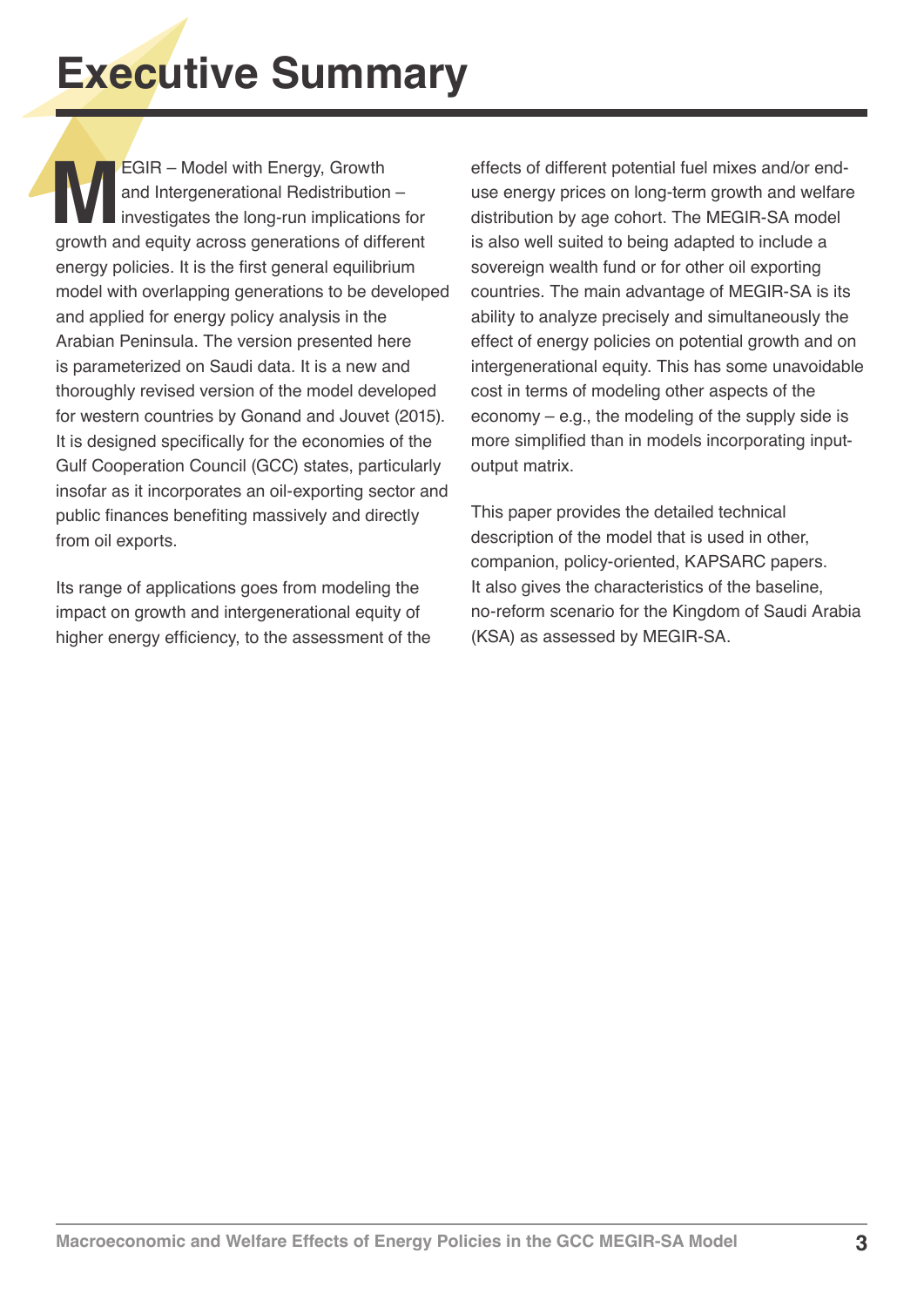# Executive Summary

MEGIR – Model with Energy, Growth and Intergenerational Redistribution – investigates the long-run implications for growth and equity across generations of different energy policies. It is the first general equilibrium model with overlapping generations to be developed and applied for energy policy analysis in the Arabian Peninsula. The version presented here is parameterized on Saudi data. It is a new and thoroughly revised version of the model developed for western countries by Gonand and Jouvet (2015). It is designed specifically for the economies of the Gulf Cooperation Council (GCC) states, particularly insofar as it incorporates an oil-exporting sector and public finances benefiting massively and directly from oil exports.

Its range of applications goes from modeling the impact on growth and intergenerational equity of higher energy efficiency, to the assessment of the effects of different potential fuel mixes and/or end-use energy prices on long-term growth and welfare distribution by age cohort. The MEGIR-SA model is also well suited to being adapted to include a sovereign wealth fund or for other oil exporting countries. The main advantage of MEGIR-SA is its ability to analyze precisely and simultaneously the effect of energy policies on potential growth and on intergenerational equity. This has some unavoidable cost in terms of modeling other aspects of the economy – e.g., the modeling of the supply side is more simplified than in models incorporating input-output matrix.

This paper provides the detailed technical description of the model that is used in other, companion, policy-oriented, KAPSARC papers. It also gives the characteristics of the baseline, no-reform scenario for the Kingdom of Saudi Arabia (KSA) as assessed by MEGIR-SA.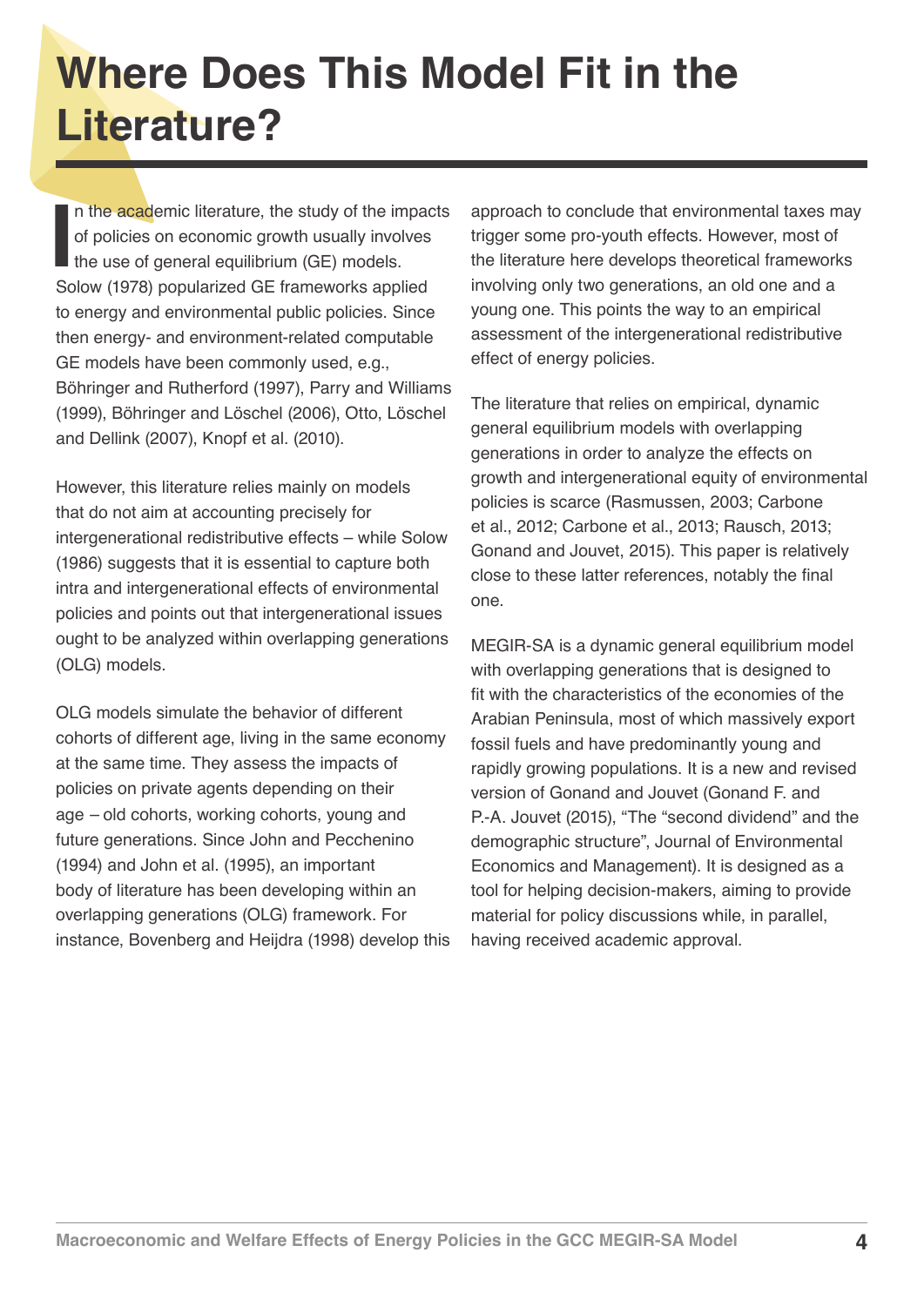# Where Does This Model Fit in the Literature?

In the academic literature, the study of the impacts of policies on economic growth usually involves the use of general equilibrium (GE) models. Solow (1978) popularized GE frameworks applied to energy and environmental public policies. Since then energy- and environment-related computable GE models have been commonly used, e.g., Böhringer and Rutherford (1997), Parry and Williams (1999), Böhringer and Löschel (2006), Otto, Löschel and Dellink (2007), Knopf et al. (2010).

However, this literature relies mainly on models that do not aim at accounting precisely for intergenerational redistributive effects – while Solow (1986) suggests that it is essential to capture both intra and intergenerational effects of environmental policies and points out that intergenerational issues ought to be analyzed within overlapping generations (OLG) models.

OLG models simulate the behavior of different cohorts of different age, living in the same economy at the same time. They assess the impacts of policies on private agents depending on their age – old cohorts, working cohorts, young and future generations. Since John and Pecchenino (1994) and John et al. (1995), an important body of literature has been developing within an overlapping generations (OLG) framework. For instance, Bovenberg and Heijdra (1998) develop this approach to conclude that environmental taxes may trigger some pro-youth effects. However, most of the literature here develops theoretical frameworks involving only two generations, an old one and a young one. This points the way to an empirical assessment of the intergenerational redistributive effect of energy policies.

The literature that relies on empirical, dynamic general equilibrium models with overlapping generations in order to analyze the effects on growth and intergenerational equity of environmental policies is scarce (Rasmussen, 2003; Carbone et al., 2012; Carbone et al., 2013; Rausch, 2013; Gonand and Jouvet, 2015). This paper is relatively close to these latter references, notably the final one.

MEGIR-SA is a dynamic general equilibrium model with overlapping generations that is designed to fit with the characteristics of the economies of the Arabian Peninsula, most of which massively export fossil fuels and have predominantly young and rapidly growing populations. It is a new and revised version of Gonand and Jouvet (Gonand F. and P.-A. Jouvet (2015), "The "second dividend" and the demographic structure", Journal of Environmental Economics and Management). It is designed as a tool for helping decision-makers, aiming to provide material for policy discussions while, in parallel, having received academic approval.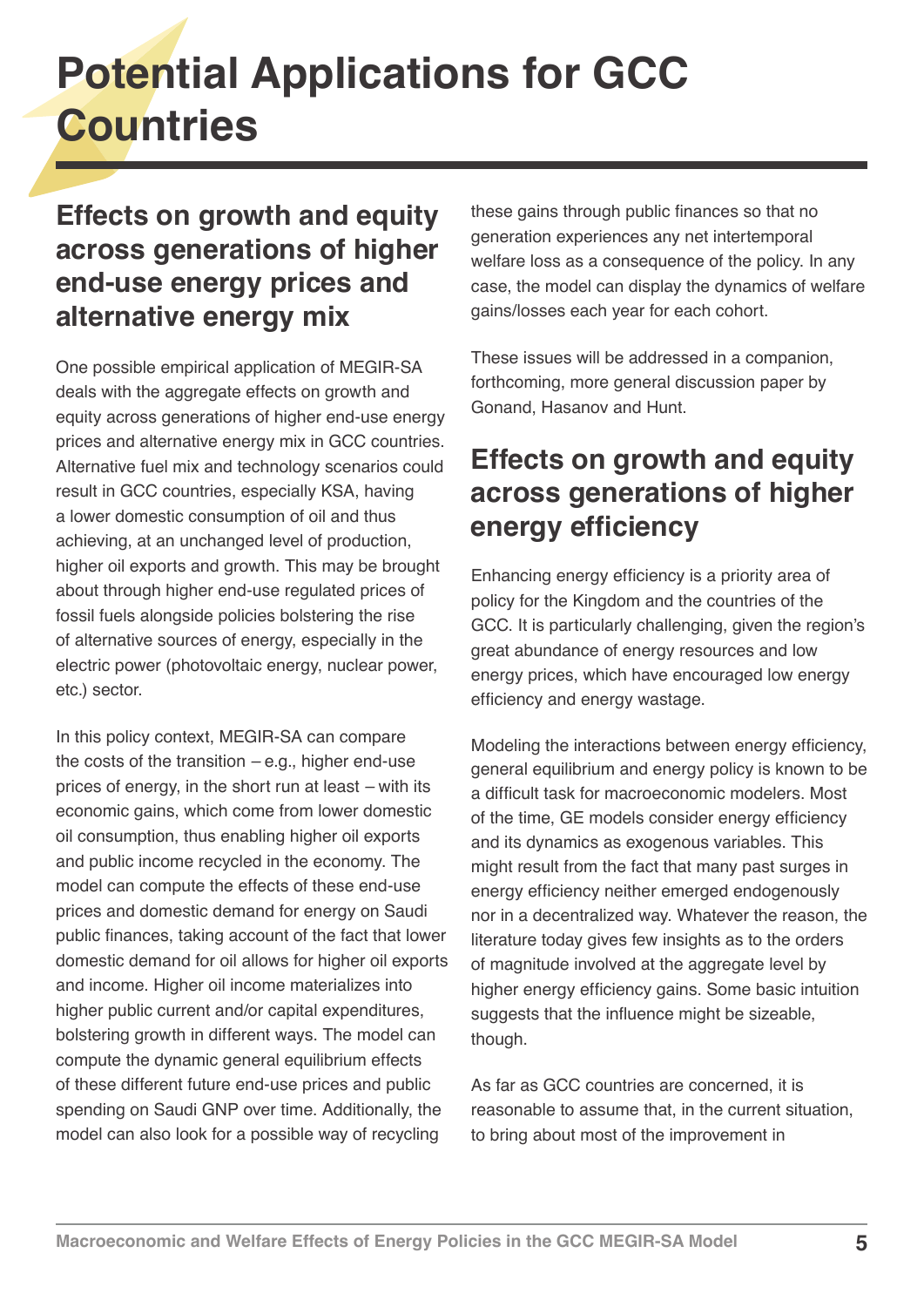# Potential Applications for GCC Countries

## Effects on growth and equity across generations of higher end-use energy prices and alternative energy mix

One possible empirical application of MEGIR-SA deals with the aggregate effects on growth and equity across generations of higher end-use energy prices and alternative energy mix in GCC countries. Alternative fuel mix and technology scenarios could result in GCC countries, especially KSA, having a lower domestic consumption of oil and thus achieving, at an unchanged level of production, higher oil exports and growth. This may be brought about through higher end-use regulated prices of fossil fuels alongside policies bolstering the rise of alternative sources of energy, especially in the electric power (photovoltaic energy, nuclear power, etc.) sector.

In this policy context, MEGIR-SA can compare the costs of the transition – e.g., higher end-use prices of energy, in the short run at least – with its economic gains, which come from lower domestic oil consumption, thus enabling higher oil exports and public income recycled in the economy. The model can compute the effects of these end-use prices and domestic demand for energy on Saudi public finances, taking account of the fact that lower domestic demand for oil allows for higher oil exports and income. Higher oil income materializes into higher public current and/or capital expenditures, bolstering growth in different ways. The model can compute the dynamic general equilibrium effects of these different future end-use prices and public spending on Saudi GNP over time. Additionally, the model can also look for a possible way of recycling these gains through public finances so that no generation experiences any net intertemporal welfare loss as a consequence of the policy. In any case, the model can display the dynamics of welfare gains/losses each year for each cohort.

These issues will be addressed in a companion, forthcoming, more general discussion paper by Gonand, Hasanov and Hunt.

## Effects on growth and equity across generations of higher energy efficiency

Enhancing energy efficiency is a priority area of policy for the Kingdom and the countries of the GCC. It is particularly challenging, given the region's great abundance of energy resources and low energy prices, which have encouraged low energy efficiency and energy wastage.

Modeling the interactions between energy efficiency, general equilibrium and energy policy is known to be a difficult task for macroeconomic modelers. Most of the time, GE models consider energy efficiency and its dynamics as exogenous variables. This might result from the fact that many past surges in energy efficiency neither emerged endogenously nor in a decentralized way. Whatever the reason, the literature today gives few insights as to the orders of magnitude involved at the aggregate level by higher energy efficiency gains. Some basic intuition suggests that the influence might be sizeable, though.

As far as GCC countries are concerned, it is reasonable to assume that, in the current situation, to bring about most of the improvement in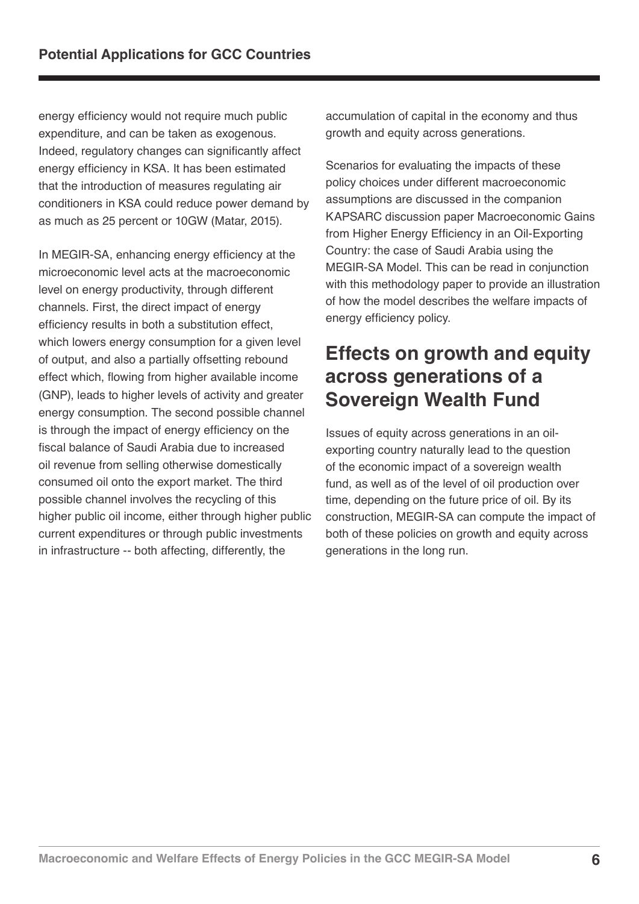energy efficiency would not require much public expenditure, and can be taken as exogenous. Indeed, regulatory changes can significantly affect energy efficiency in KSA. It has been estimated that the introduction of measures regulating air conditioners in KSA could reduce power demand by as much as 25 percent or 10GW (Matar, 2015).

In MEGIR-SA, enhancing energy efficiency at the microeconomic level acts at the macroeconomic level on energy productivity, through different channels. First, the direct impact of energy efficiency results in both a substitution effect, which lowers energy consumption for a given level of output, and also a partially offsetting rebound effect which, flowing from higher available income (GNP), leads to higher levels of activity and greater energy consumption. The second possible channel is through the impact of energy efficiency on the fiscal balance of Saudi Arabia due to increased oil revenue from selling otherwise domestically consumed oil onto the export market. The third possible channel involves the recycling of this higher public oil income, either through higher public current expenditures or through public investments in infrastructure -- both affecting, differently, the accumulation of capital in the economy and thus growth and equity across generations.

Scenarios for evaluating the impacts of these policy choices under different macroeconomic assumptions are discussed in the companion KAPSARC discussion paper Macroeconomic Gains from Higher Energy Efficiency in an Oil-Exporting Country: the case of Saudi Arabia using the MEGIR-SA Model. This can be read in conjunction with this methodology paper to provide an illustration of how the model describes the welfare impacts of energy efficiency policy.

## Effects on growth and equity across generations of a Sovereign Wealth Fund

Issues of equity across generations in an oil-exporting country naturally lead to the question of the economic impact of a sovereign wealth fund, as well as of the level of oil production over time, depending on the future price of oil. By its construction, MEGIR-SA can compute the impact of both of these policies on growth and equity across generations in the long run.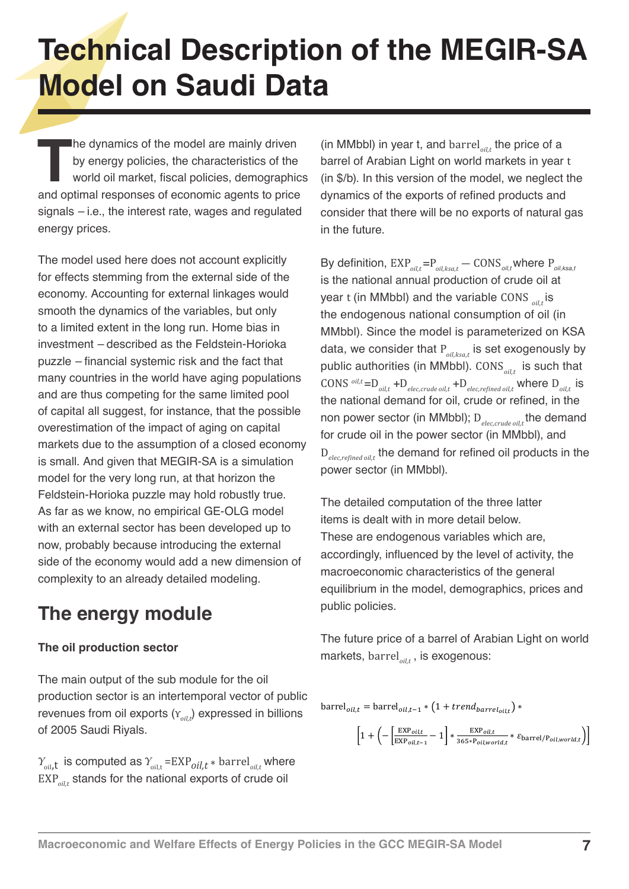# Technical Description of the MEGIR-SA Model on Saudi Data

The dynamics of the model are mainly driven by energy policies, the characteristics of the world oil market, fiscal policies, demographics and optimal responses of economic agents to price signals – i.e., the interest rate, wages and regulated energy prices.

The model used here does not account explicitly for effects stemming from the external side of the economy. Accounting for external linkages would smooth the dynamics of the variables, but only to a limited extent in the long run. Home bias in investment – described as the Feldstein-Horioka puzzle – financial systemic risk and the fact that many countries in the world have aging populations and are thus competing for the same limited pool of capital all suggest, for instance, that the possible overestimation of the impact of aging on capital markets due to the assumption of a closed economy is small. And given that MEGIR-SA is a simulation model for the very long run, at that horizon the Feldstein-Horioka puzzle may hold robustly true. As far as we know, no empirical GE-OLG model with an external sector has been developed up to now, probably because introducing the external side of the economy would add a new dimension of complexity to an already detailed modeling.

## The energy module

### The oil production sector

The main output of the sub module for the oil production sector is an intertemporal vector of public revenues from oil exports ($\Upsilon_{oil,t}$) expressed in billions of 2005 Saudi Riyals.

$\Upsilon_{oil,t}$ is computed as $\Upsilon_{oil,t} = \mathrm{EXP}_{oil,t} * \mathrm{barrel}_{oil,t}$ where $\mathrm{EXP}_{oil,t}$ stands for the national exports of crude oil (in MMbbl) in year t, and $\mathrm{barrel}_{oil,t}$ the price of a barrel of Arabian Light on world markets in year t (in $/b). In this version of the model, we neglect the dynamics of the exports of refined products and consider that there will be no exports of natural gas in the future.

By definition, $\mathrm{EXP}_{oil,t} = \mathrm{P}_{oil,ksa,t} - \mathrm{CONS}_{oil,t}$ where $\mathrm{P}_{oil,ksa,t}$ is the national annual production of crude oil at year t (in MMbbl) and the variable $\mathrm{CONS}_{oil,t}$ is the endogenous national consumption of oil (in MMbbl). Since the model is parameterized on KSA data, we consider that $\mathrm{P}_{oil,ksa,t}$ is set exogenously by public authorities (in MMbbl). $\mathrm{CONS}_{oil,t}$ is such that $\mathrm{CONS}^{oil,t} = \mathrm{D}_{oil,t} + \mathrm{D}_{elec,crude\,oil,t} + \mathrm{D}_{elec,refined\,oil,t}$ where $\mathrm{D}_{oil,t}$ is the national demand for oil, crude or refined, in the non power sector (in MMbbl); $\mathrm{D}_{elec,crude\,oil,t}$ the demand for crude oil in the power sector (in MMbbl), and $\mathrm{D}_{elec,refined\,oil,t}$ the demand for refined oil products in the power sector (in MMbbl).

The detailed computation of the three latter items is dealt with in more detail below. These are endogenous variables which are, accordingly, influenced by the level of activity, the macroeconomic characteristics of the general equilibrium in the model, demographics, prices and public policies.

The future price of a barrel of Arabian Light on world markets, $\mathrm{barrel}_{oil,t}$, is exogenous:

$$\mathrm{barrel}_{oil,t} = \mathrm{barrel}_{oil,t-1} * \left(1 + trend_{barrel_{oilt}}\right) * \left[1 + \left(-\left[\frac{\mathrm{EXP}_{oil,t}}{\mathrm{EXP}_{oil,t-1}} - 1\right] * \frac{\mathrm{EXP}_{oil,t}}{365 * \mathrm{P}_{oil,world,t}} * \varepsilon_{\mathrm{barrel}/\mathrm{P}_{oil,world,t}}\right)\right]$$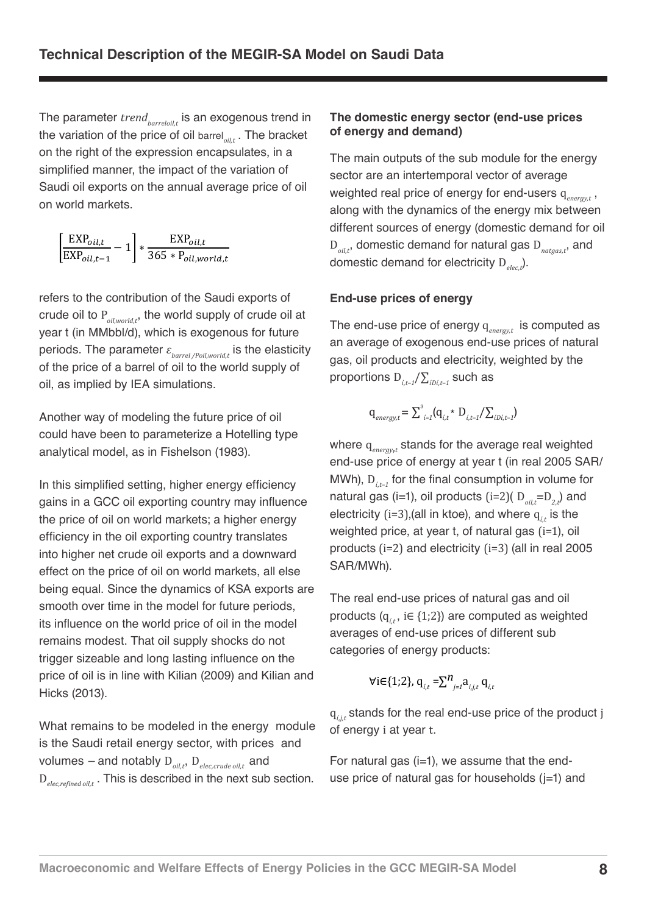## Technical Description of the MEGIR-SA Model on Saudi Data

The parameter $trend_{barreloil,t}$ is an exogenous trend in the variation of the price of oil $\text{barrel}_{oil,t}$. The bracket on the right of the expression encapsulates, in a simplified manner, the impact of the variation of Saudi oil exports on the annual average price of oil on world markets.

$$\left[\frac{\text{EXP}_{oil,t}}{\text{EXP}_{oil,t-1}} - 1\right] * \frac{\text{EXP}_{oil,t}}{365 * \text{P}_{oil,world,t}}$$

refers to the contribution of the Saudi exports of crude oil to $P_{oil,world,t}$, the world supply of crude oil at year t (in MMbbl/d), which is exogenous for future periods. The parameter $\varepsilon_{barrel/Poil,world,t}$ is the elasticity of the price of a barrel of oil to the world supply of oil, as implied by IEA simulations.

Another way of modeling the future price of oil could have been to parameterize a Hotelling type analytical model, as in Fishelson (1983).

In this simplified setting, higher energy efficiency gains in a GCC oil exporting country may influence the price of oil on world markets; a higher energy efficiency in the oil exporting country translates into higher net crude oil exports and a downward effect on the price of oil on world markets, all else being equal. Since the dynamics of KSA exports are smooth over time in the model for future periods, its influence on the world price of oil in the model remains modest. That oil supply shocks do not trigger sizeable and long lasting influence on the price of oil is in line with Kilian (2009) and Kilian and Hicks (2013).

What remains to be modeled in the energy module is the Saudi retail energy sector, with prices and volumes – and notably $D_{oil,t}$, $D_{elec,crude\ oil,t}$ and $D_{elec,refined\ oil,t}$. This is described in the next sub section.

### The domestic energy sector (end-use prices of energy and demand)

The main outputs of the sub module for the energy sector are an intertemporal vector of average weighted real price of energy for end-users $q_{energy,t}$, along with the dynamics of the energy mix between different sources of energy (domestic demand for oil $D_{oil,t}$, domestic demand for natural gas $D_{natgas,t}$, and domestic demand for electricity $D_{elec,t}$).

### End-use prices of energy

The end-use price of energy $q_{energy,t}$ is computed as an average of exogenous end-use prices of natural gas, oil products and electricity, weighted by the proportions $D_{i,t-1}/\sum_{iDi,t-1}$ such as

$$q_{energy,t} = \sum_{i=1}^{3}(q_{i,t} * D_{i,t-1}/\sum_{iDi,t-1})$$

where $q_{energy,t}$ stands for the average real weighted end-use price of energy at year t (in real 2005 SAR/MWh), $D_{i,t-1}$ for the final consumption in volume for natural gas (i=1), oil products (i=2)( $D_{oil,t}$=$D_{2,t}$) and electricity (i=3),(all in ktoe), and where $q_{i,t}$ is the weighted price, at year t, of natural gas (i=1), oil products (i=2) and electricity (i=3) (all in real 2005 SAR/MWh).

The real end-use prices of natural gas and oil products ($q_{i,t}$, $i \in \{1;2\}$) are computed as weighted averages of end-use prices of different sub categories of energy products:

$$\forall i \in \{1;2\},\ q_{i,t} = \sum_{j=1}^{n} a_{i,j,t}\, q_{i,t}$$

$q_{i,j,t}$ stands for the real end-use price of the product j of energy i at year t.

For natural gas (i=1), we assume that the end-use price of natural gas for households (j=1) and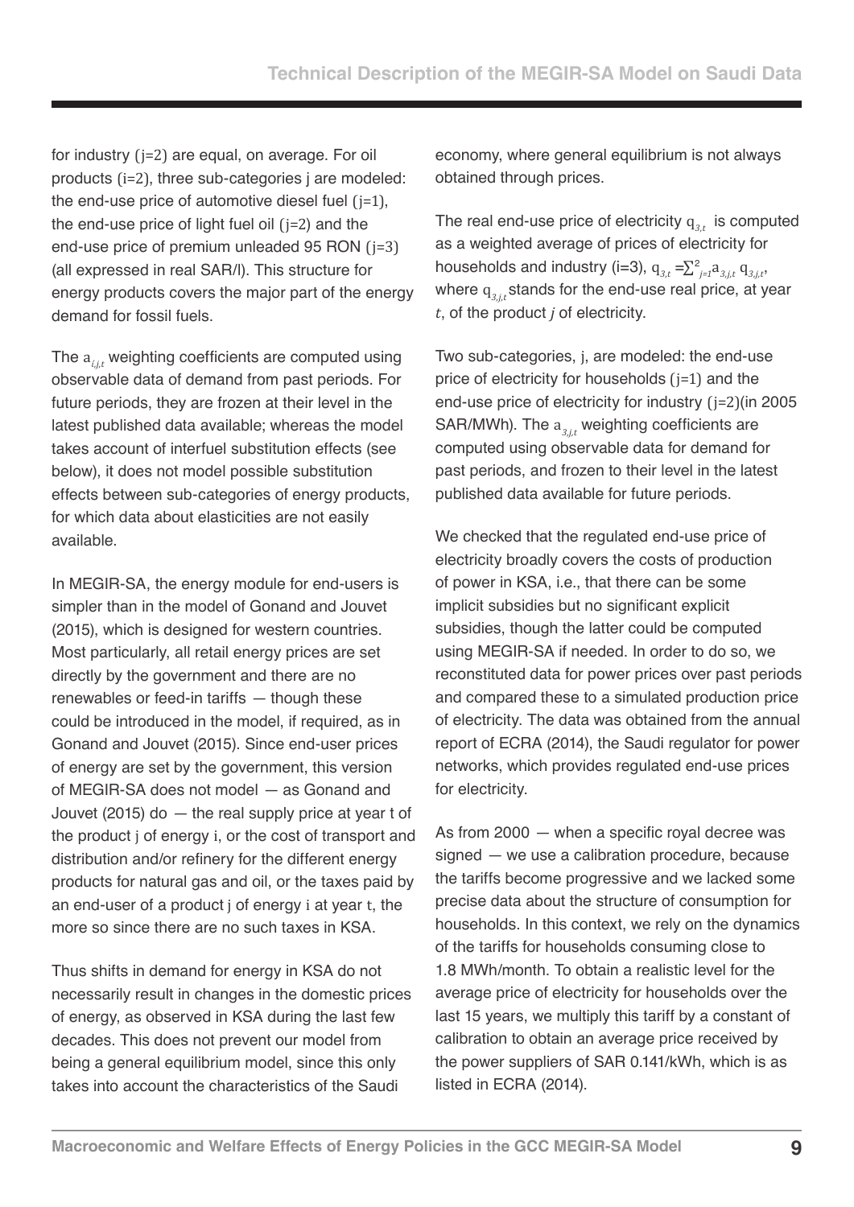for industry ($j=2$) are equal, on average. For oil products ($i=2$), three sub-categories j are modeled: the end-use price of automotive diesel fuel ($j=1$), the end-use price of light fuel oil ($j=2$) and the end-use price of premium unleaded 95 RON ($j=3$) (all expressed in real SAR/l). This structure for energy products covers the major part of the energy demand for fossil fuels.

The $a_{i,j,t}$ weighting coefficients are computed using observable data of demand from past periods. For future periods, they are frozen at their level in the latest published data available; whereas the model takes account of interfuel substitution effects (see below), it does not model possible substitution effects between sub-categories of energy products, for which data about elasticities are not easily available.

In MEGIR-SA, the energy module for end-users is simpler than in the model of Gonand and Jouvet (2015), which is designed for western countries. Most particularly, all retail energy prices are set directly by the government and there are no renewables or feed-in tariffs — though these could be introduced in the model, if required, as in Gonand and Jouvet (2015). Since end-user prices of energy are set by the government, this version of MEGIR-SA does not model — as Gonand and Jouvet (2015) do — the real supply price at year t of the product j of energy i, or the cost of transport and distribution and/or refinery for the different energy products for natural gas and oil, or the taxes paid by an end-user of a product j of energy i at year t, the more so since there are no such taxes in KSA.

Thus shifts in demand for energy in KSA do not necessarily result in changes in the domestic prices of energy, as observed in KSA during the last few decades. This does not prevent our model from being a general equilibrium model, since this only takes into account the characteristics of the Saudi economy, where general equilibrium is not always obtained through prices.

The real end-use price of electricity $q_{3,t}$ is computed as a weighted average of prices of electricity for households and industry (i=3), $q_{3,t} = \sum_{j=1}^{2} a_{3,j,t}\, q_{3,j,t}$, where $q_{3,j,t}$ stands for the end-use real price, at year $t$, of the product $j$ of electricity.

Two sub-categories, j, are modeled: the end-use price of electricity for households ($j=1$) and the end-use price of electricity for industry ($j=2$)(in 2005 SAR/MWh). The $a_{3,j,t}$ weighting coefficients are computed using observable data for demand for past periods, and frozen to their level in the latest published data available for future periods.

We checked that the regulated end-use price of electricity broadly covers the costs of production of power in KSA, i.e., that there can be some implicit subsidies but no significant explicit subsidies, though the latter could be computed using MEGIR-SA if needed. In order to do so, we reconstituted data for power prices over past periods and compared these to a simulated production price of electricity. The data was obtained from the annual report of ECRA (2014), the Saudi regulator for power networks, which provides regulated end-use prices for electricity.

As from 2000 — when a specific royal decree was signed — we use a calibration procedure, because the tariffs become progressive and we lacked some precise data about the structure of consumption for households. In this context, we rely on the dynamics of the tariffs for households consuming close to 1.8 MWh/month. To obtain a realistic level for the average price of electricity for households over the last 15 years, we multiply this tariff by a constant of calibration to obtain an average price received by the power suppliers of SAR 0.141/kWh, which is as listed in ECRA (2014).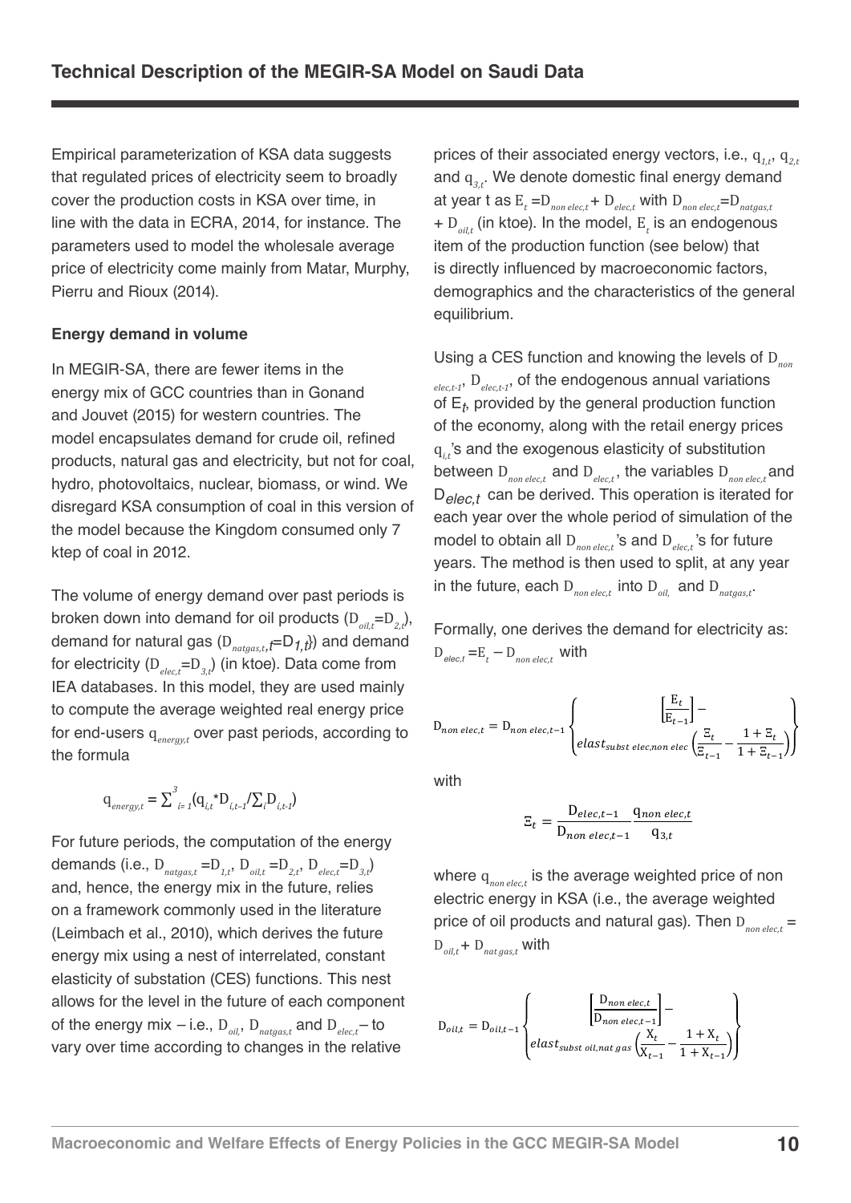## Technical Description of the MEGIR-SA Model on Saudi Data

Empirical parameterization of KSA data suggests that regulated prices of electricity seem to broadly cover the production costs in KSA over time, in line with the data in ECRA, 2014, for instance. The parameters used to model the wholesale average price of electricity come mainly from Matar, Murphy, Pierru and Rioux (2014).

### Energy demand in volume

In MEGIR-SA, there are fewer items in the energy mix of GCC countries than in Gonand and Jouvet (2015) for western countries. The model encapsulates demand for crude oil, refined products, natural gas and electricity, but not for coal, hydro, photovoltaics, nuclear, biomass, or wind. We disregard KSA consumption of coal in this version of the model because the Kingdom consumed only 7 ktep of coal in 2012.

The volume of energy demand over past periods is broken down into demand for oil products ($D_{oil,t}=D_{2,t}$), demand for natural gas ($D_{natgas,t}=D_{1,t}$) and demand for electricity ($D_{elec,t}=D_{3,t}$) (in ktoe). Data come from IEA databases. In this model, they are used mainly to compute the average weighted real energy price for end-users $q_{energy,t}$ over past periods, according to the formula

$$q_{energy,t} = \sum_{i=1}^{3}(q_{i,t}{*}D_{i,t-1}/\sum_i D_{i,t-1})$$

For future periods, the computation of the energy demands (i.e., $D_{natgas,t}=D_{1,t}$, $D_{oil,t}=D_{2,t}$, $D_{elec,t}=D_{3,t}$) and, hence, the energy mix in the future, relies on a framework commonly used in the literature (Leimbach et al., 2010), which derives the future energy mix using a nest of interrelated, constant elasticity of substation (CES) functions. This nest allows for the level in the future of each component of the energy mix – i.e., $D_{oil}$, $D_{natgas,t}$ and $D_{elec,t}$ – to vary over time according to changes in the relative prices of their associated energy vectors, i.e., $q_{1,t}$, $q_{2,t}$ and $q_{3,t}$. We denote domestic final energy demand at year t as $E_t = D_{non\ elec,t} + D_{elec,t}$ with $D_{non\ elec,t}=D_{natgas,t} + D_{oil,t}$ (in ktoe). In the model, $E_t$ is an endogenous item of the production function (see below) that is directly influenced by macroeconomic factors, demographics and the characteristics of the general equilibrium.

Using a CES function and knowing the levels of $D_{non\ elec,t-1}$, $D_{elec,t-1}$, of the endogenous annual variations of $E_t$, provided by the general production function of the economy, along with the retail energy prices $q_{i,t}$'s and the exogenous elasticity of substitution between $D_{non\ elec,t}$ and $D_{elec,t}$, the variables $D_{non\ elec,t}$ and $D_{elec,t}$ can be derived. This operation is iterated for each year over the whole period of simulation of the model to obtain all $D_{non\ elec,t}$'s and $D_{elec,t}$'s for future years. The method is then used to split, at any year in the future, each $D_{non\ elec,t}$ into $D_{oil,}$ and $D_{natgas,t}$.

Formally, one derives the demand for electricity as: $D_{elec,t} = E_t - D_{non\ elec,t}$ with

$$D_{non\ elec,t} = D_{non\ elec,t-1}\left\{\begin{matrix}\left[\frac{E_t}{E_{t-1}}\right] - \\ elast_{subst\ elec,non\ elec}\left(\frac{\Xi_t}{\Xi_{t-1}} - \frac{1+\Xi_t}{1+\Xi_{t-1}}\right)\end{matrix}\right\}$$

with

$$\Xi_t = \frac{D_{elec,t-1}}{D_{non\ elec,t-1}}\frac{q_{non\ elec,t}}{q_{3,t}}$$

where $q_{non\ elec,t}$ is the average weighted price of non electric energy in KSA (i.e., the average weighted price of oil products and natural gas). Then $D_{non\ elec,t} = D_{oil,t} + D_{nat\ gas,t}$ with

$$D_{oil,t} = D_{oil,t-1}\left\{\begin{matrix}\left[\frac{D_{non\ elec,t}}{D_{non\ elec,t-1}}\right] - \\ elast_{subst\ oil,nat\ gas}\left(\frac{X_t}{X_{t-1}} - \frac{1+X_t}{1+X_{t-1}}\right)\end{matrix}\right\}$$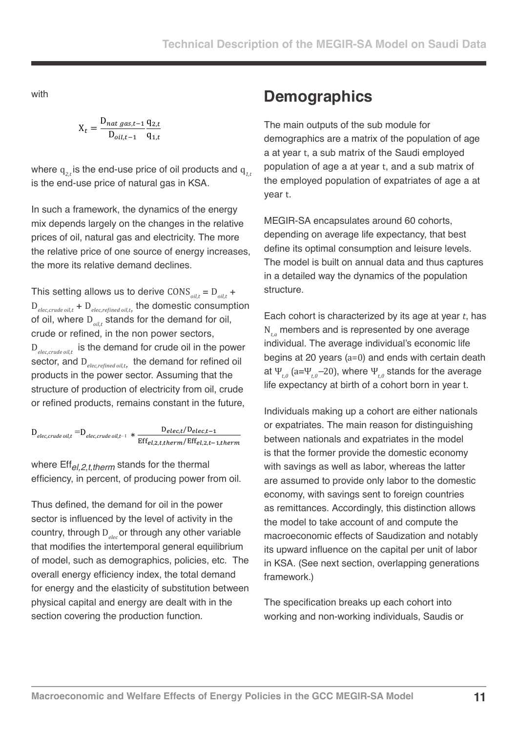with

$$X_t = \frac{D_{nat\ gas,t-1}}{D_{oil,t-1}} \frac{q_{2,t}}{q_{1,t}}$$

where $q_{2,t}$ is the end-use price of oil products and $q_{1,t}$ is the end-use price of natural gas in KSA.

In such a framework, the dynamics of the energy mix depends largely on the changes in the relative prices of oil, natural gas and electricity. The more the relative price of one source of energy increases, the more its relative demand declines.

This setting allows us to derive $CONS_{oil,t} = D_{oil,t} + D_{elec,crude\ oil,t} + D_{elec,refined\ oil,t}$, the domestic consumption of oil, where $D_{oil,t}$ stands for the demand for oil, crude or refined, in the non power sectors, $D_{elec,crude\ oil,t}$ is the demand for crude oil in the power sector, and $D_{elec,refined\ oil,t}$, the demand for refined oil products in the power sector. Assuming that the structure of production of electricity from oil, crude or refined products, remains constant in the future,

$$D_{elec,crude\ oil,t} = D_{elec,crude\ oil,t-1} * \frac{D_{elec,t}/D_{elec,t-1}}{Eff_{el,2,t,therm}/Eff_{el,2,t-1,therm}}$$

where $Eff_{el,2,t,therm}$ stands for the thermal efficiency, in percent, of producing power from oil.

Thus defined, the demand for oil in the power sector is influenced by the level of activity in the country, through $D_{elec}$ or through any other variable that modifies the intertemporal general equilibrium of model, such as demographics, policies, etc. The overall energy efficiency index, the total demand for energy and the elasticity of substitution between physical capital and energy are dealt with in the section covering the production function.

# Demographics

The main outputs of the sub module for demographics are a matrix of the population of age a at year t, a sub matrix of the Saudi employed population of age a at year t, and a sub matrix of the employed population of expatriates of age a at year t.

MEGIR-SA encapsulates around 60 cohorts, depending on average life expectancy, that best define its optimal consumption and leisure levels. The model is built on annual data and thus captures in a detailed way the dynamics of the population structure.

Each cohort is characterized by its age at year *t*, has $N_{t,a}$ members and is represented by one average individual. The average individual's economic life begins at 20 years ($a=0$) and ends with certain death at $\Psi_{t,0}$ ($a=\Psi_{t,0}-20$), where $\Psi_{t,0}$ stands for the average life expectancy at birth of a cohort born in year t.

Individuals making up a cohort are either nationals or expatriates. The main reason for distinguishing between nationals and expatriates in the model is that the former provide the domestic economy with savings as well as labor, whereas the latter are assumed to provide only labor to the domestic economy, with savings sent to foreign countries as remittances. Accordingly, this distinction allows the model to take account of and compute the macroeconomic effects of Saudization and notably its upward influence on the capital per unit of labor in KSA. (See next section, overlapping generations framework.)

The specification breaks up each cohort into working and non-working individuals, Saudis or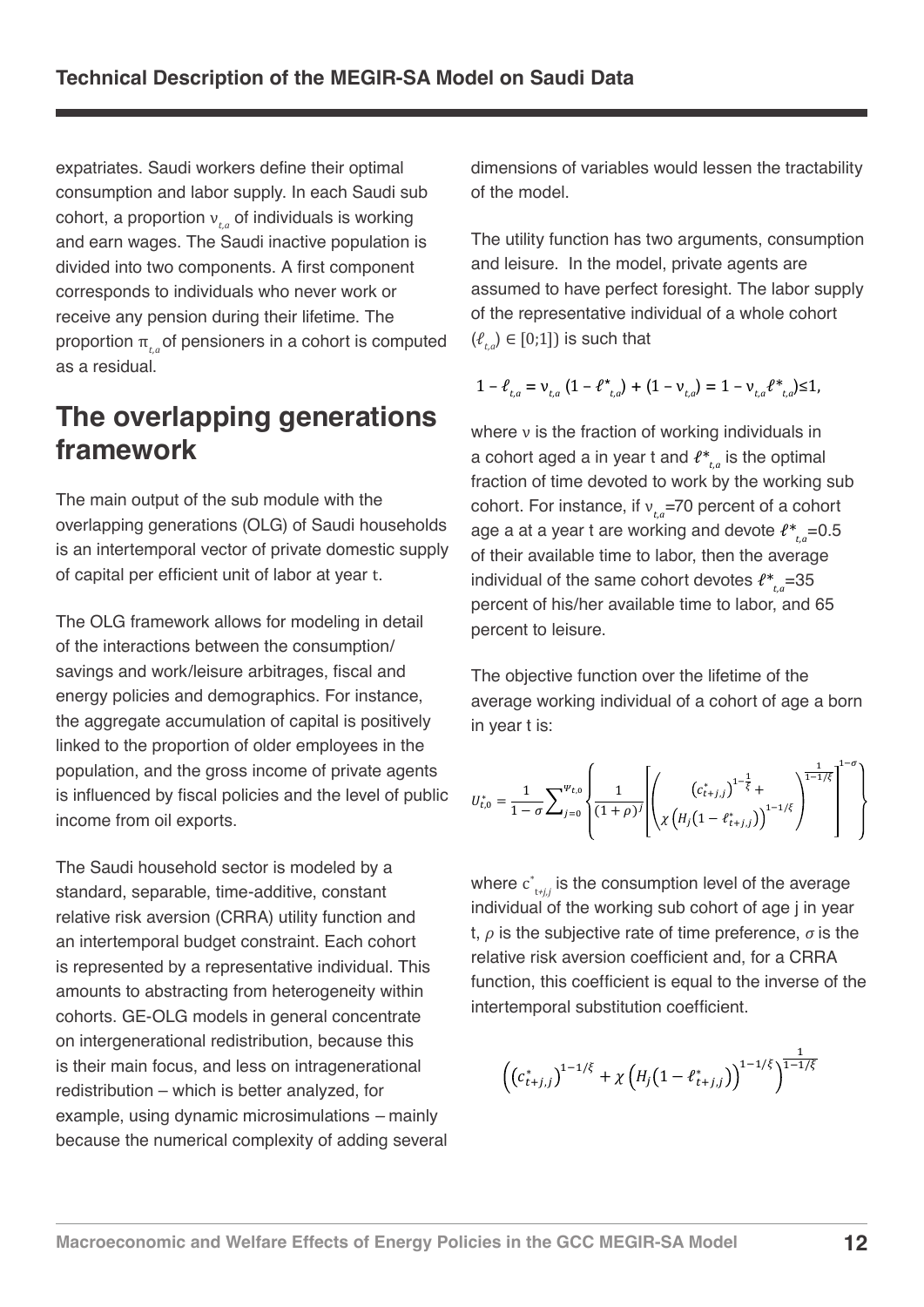expatriates. Saudi workers define their optimal consumption and labor supply. In each Saudi sub cohort, a proportion $\nu_{t,a}$ of individuals is working and earn wages. The Saudi inactive population is divided into two components. A first component corresponds to individuals who never work or receive any pension during their lifetime. The proportion $\pi_{t,a}$ of pensioners in a cohort is computed as a residual.

## The overlapping generations framework

The main output of the sub module with the overlapping generations (OLG) of Saudi households is an intertemporal vector of private domestic supply of capital per efficient unit of labor at year t.

The OLG framework allows for modeling in detail of the interactions between the consumption/savings and work/leisure arbitrages, fiscal and energy policies and demographics. For instance, the aggregate accumulation of capital is positively linked to the proportion of older employees in the population, and the gross income of private agents is influenced by fiscal policies and the level of public income from oil exports.

The Saudi household sector is modeled by a standard, separable, time-additive, constant relative risk aversion (CRRA) utility function and an intertemporal budget constraint. Each cohort is represented by a representative individual. This amounts to abstracting from heterogeneity within cohorts. GE-OLG models in general concentrate on intergenerational redistribution, because this is their main focus, and less on intragenerational redistribution – which is better analyzed, for example, using dynamic microsimulations – mainly because the numerical complexity of adding several dimensions of variables would lessen the tractability of the model.

The utility function has two arguments, consumption and leisure. In the model, private agents are assumed to have perfect foresight. The labor supply of the representative individual of a whole cohort ($\ell_{t,a}$) $\in [0;1]$) is such that

$$1 - \ell_{t,a} = \nu_{t,a}\,(1 - \ell^*_{t,a}) + (1 - \nu_{t,a}) = 1 - \nu_{t,a}\ell^*_{t,a}) \leq 1,$$

where $\nu$ is the fraction of working individuals in a cohort aged a in year t and $\ell^*_{t,a}$ is the optimal fraction of time devoted to work by the working sub cohort. For instance, if $\nu_{t,a}$=70 percent of a cohort age a at a year t are working and devote $\ell^*_{t,a}$=0.5 of their available time to labor, then the average individual of the same cohort devotes $\ell^*_{t,a}$=35 percent of his/her available time to labor, and 65 percent to leisure.

The objective function over the lifetime of the average working individual of a cohort of age a born in year t is:

$$U^*_{t,0} = \frac{1}{1-\sigma}\sum_{j=0}^{\Psi_{t,0}} \left\{ \frac{1}{(1+\rho)^j} \left[ \left( \begin{matrix} \left(c^*_{t+j,j}\right)^{1-\frac{1}{\xi}} + \\ \chi\left(H_j\left(1-\ell^*_{t+j,j}\right)\right)^{1-1/\xi} \end{matrix} \right)^{\frac{1}{1-1/\xi}} \right]^{1-\sigma} \right\}$$

where $c^*_{t+j,j}$ is the consumption level of the average individual of the working sub cohort of age j in year t, $\rho$ is the subjective rate of time preference, $\sigma$ is the relative risk aversion coefficient and, for a CRRA function, this coefficient is equal to the inverse of the intertemporal substitution coefficient.

$$\left(\left(c^*_{t+j,j}\right)^{1-1/\xi} + \chi\left(H_j\left(1-\ell^*_{t+j,j}\right)\right)^{1-1/\xi}\right)^{\frac{1}{1-1/\xi}}$$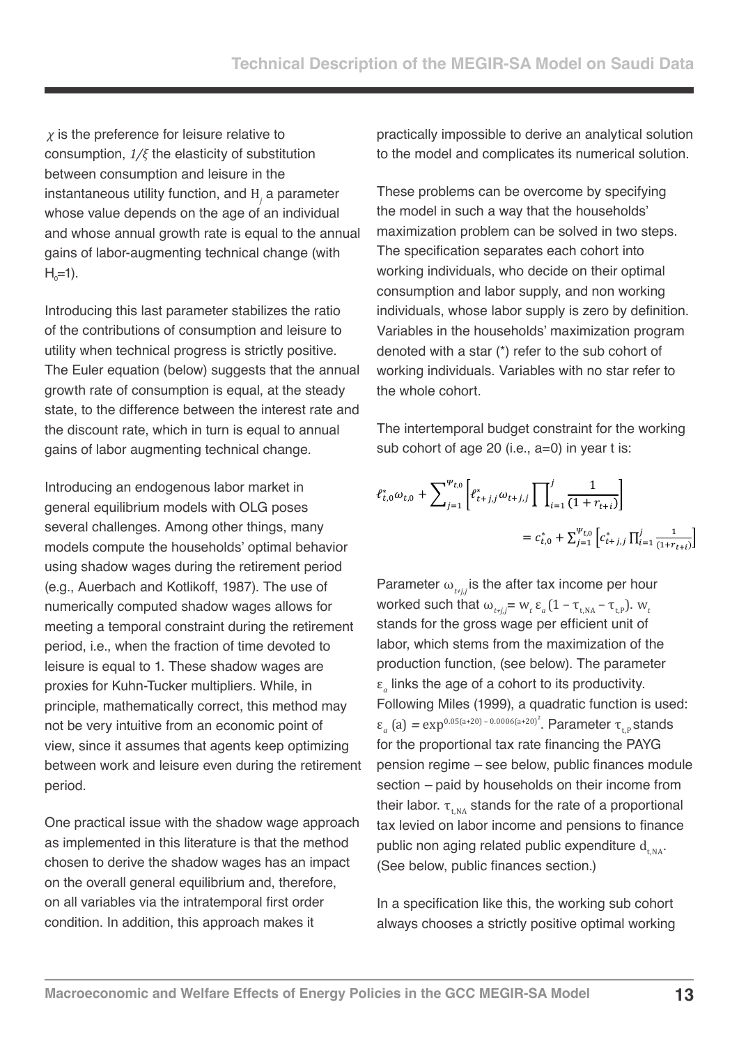$\chi$ is the preference for leisure relative to consumption, $1/\xi$ the elasticity of substitution between consumption and leisure in the instantaneous utility function, and $H_j$ a parameter whose value depends on the age of an individual and whose annual growth rate is equal to the annual gains of labor-augmenting technical change (with $H_0$=1).

Introducing this last parameter stabilizes the ratio of the contributions of consumption and leisure to utility when technical progress is strictly positive. The Euler equation (below) suggests that the annual growth rate of consumption is equal, at the steady state, to the difference between the interest rate and the discount rate, which in turn is equal to annual gains of labor augmenting technical change.

Introducing an endogenous labor market in general equilibrium models with OLG poses several challenges. Among other things, many models compute the households' optimal behavior using shadow wages during the retirement period (e.g., Auerbach and Kotlikoff, 1987). The use of numerically computed shadow wages allows for meeting a temporal constraint during the retirement period, i.e., when the fraction of time devoted to leisure is equal to 1. These shadow wages are proxies for Kuhn-Tucker multipliers. While, in principle, mathematically correct, this method may not be very intuitive from an economic point of view, since it assumes that agents keep optimizing between work and leisure even during the retirement period.

One practical issue with the shadow wage approach as implemented in this literature is that the method chosen to derive the shadow wages has an impact on the overall general equilibrium and, therefore, on all variables via the intratemporal first order condition. In addition, this approach makes it practically impossible to derive an analytical solution to the model and complicates its numerical solution.

These problems can be overcome by specifying the model in such a way that the households' maximization problem can be solved in two steps. The specification separates each cohort into working individuals, who decide on their optimal consumption and labor supply, and non working individuals, whose labor supply is zero by definition. Variables in the households' maximization program denoted with a star (*) refer to the sub cohort of working individuals. Variables with no star refer to the whole cohort.

The intertemporal budget constraint for the working sub cohort of age 20 (i.e., a=0) in year t is:

$$\ell^*_{t,0}\omega_{t,0} + \sum_{j=1}^{\Psi_{t,0}}\left[\ell^*_{t+j,j}\omega_{t+j,j}\prod_{i=1}^{j}\frac{1}{(1+r_{t+i})}\right] = c^*_{t,0} + \sum_{j=1}^{\Psi_{t,0}}\left[c^*_{t+j,j}\prod_{i=1}^{j}\frac{1}{(1+r_{t+i})}\right]$$

Parameter $\omega_{t+j,j}$ is the after tax income per hour worked such that $\omega_{t+j,j} = w_t\,\varepsilon_a\,(1-\tau_{t,NA}-\tau_{t,P})$. $w_t$ stands for the gross wage per efficient unit of labor, which stems from the maximization of the production function, (see below). The parameter $\varepsilon_a$ links the age of a cohort to its productivity. Following Miles (1999), a quadratic function is used: $\varepsilon_a(a) = \exp^{0.05(a+20)-0.0006(a+20)^2}$. Parameter $\tau_{t,P}$ stands for the proportional tax rate financing the PAYG pension regime – see below, public finances module section – paid by households on their income from their labor. $\tau_{t,NA}$ stands for the rate of a proportional tax levied on labor income and pensions to finance public non aging related public expenditure $d_{t,NA}$. (See below, public finances section.)

In a specification like this, the working sub cohort always chooses a strictly positive optimal working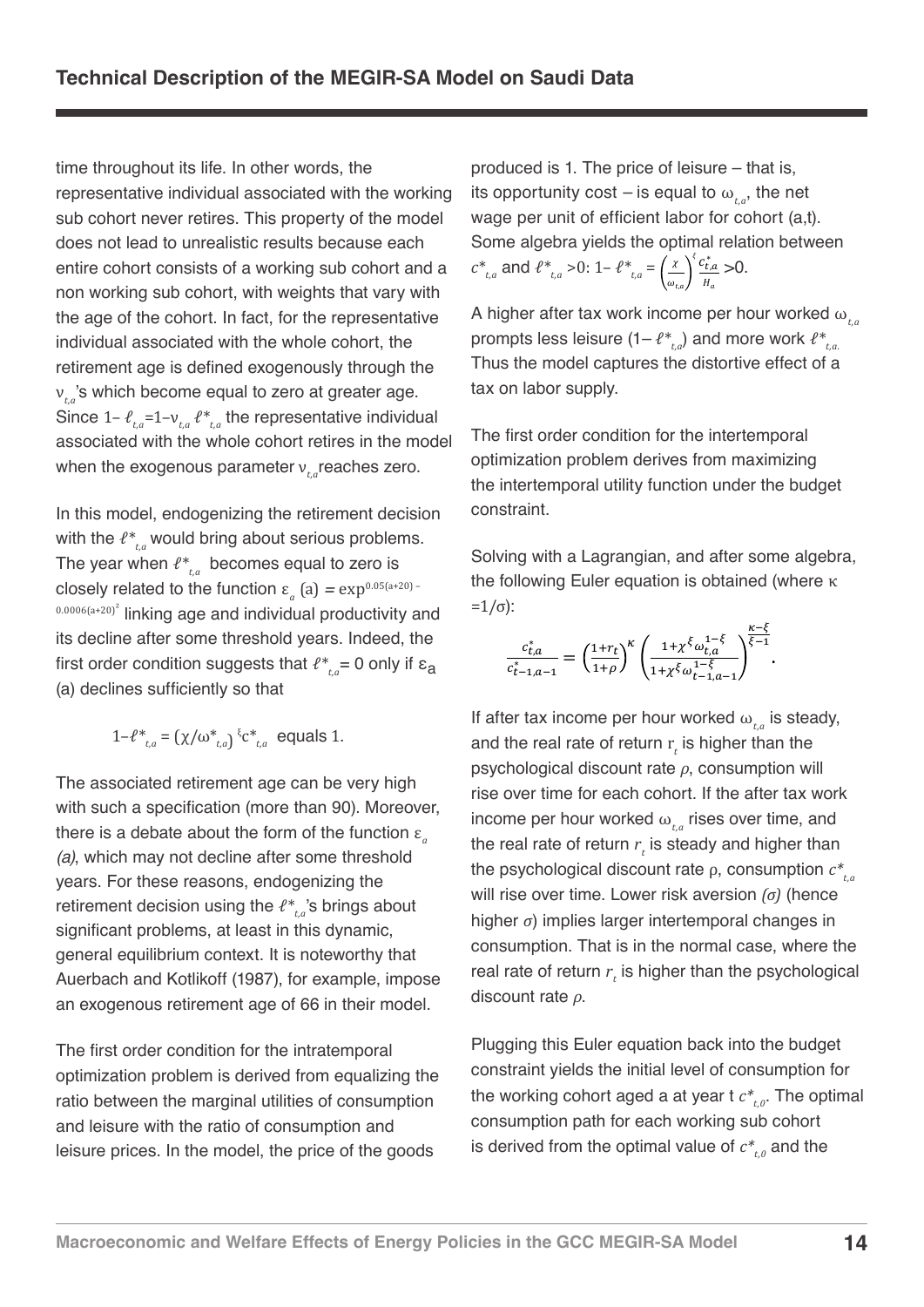time throughout its life. In other words, the representative individual associated with the working sub cohort never retires. This property of the model does not lead to unrealistic results because each entire cohort consists of a working sub cohort and a non working sub cohort, with weights that vary with the age of the cohort. In fact, for the representative individual associated with the whole cohort, the retirement age is defined exogenously through the $\nu_{t,a}$'s which become equal to zero at greater age. Since $1-\ell_{t,a}=1-\nu_{t,a}\,\ell^*_{t,a}$ the representative individual associated with the whole cohort retires in the model when the exogenous parameter $\nu_{t,a}$ reaches zero.

In this model, endogenizing the retirement decision with the $\ell^*_{t,a}$ would bring about serious problems. The year when $\ell^*_{t,a}$ becomes equal to zero is closely related to the function $\varepsilon_a(a) = \exp^{0.05(a+20)-0.0006(a+20)^2}$ linking age and individual productivity and its decline after some threshold years. Indeed, the first order condition suggests that $\ell^*_{t,a}= 0$ only if $\varepsilon_a(a)$ declines sufficiently so that

$$1-\ell^*_{t,a} = (\chi/\omega^*_{t,a})^{\xi} c^*_{t,a} \text{ equals } 1.$$

The associated retirement age can be very high with such a specification (more than 90). Moreover, there is a debate about the form of the function $\varepsilon_a$ *(a)*, which may not decline after some threshold years. For these reasons, endogenizing the retirement decision using the $\ell^*_{t,a}$'s brings about significant problems, at least in this dynamic, general equilibrium context. It is noteworthy that Auerbach and Kotlikoff (1987), for example, impose an exogenous retirement age of 66 in their model.

The first order condition for the intratemporal optimization problem is derived from equalizing the ratio between the marginal utilities of consumption and leisure with the ratio of consumption and leisure prices. In the model, the price of the goods produced is 1. The price of leisure – that is, its opportunity cost – is equal to $\omega_{t,a}$, the net wage per unit of efficient labor for cohort (a,t). Some algebra yields the optimal relation between $c^*_{t,a}$ and $\ell^*_{t,a} > 0$: $1-\ell^*_{t,a} = \left(\frac{\chi}{\omega_{t,a}}\right)^{\xi} \frac{c^*_{t,a}}{H_a} > 0$.

A higher after tax work income per hour worked $\omega_{t,a}$ prompts less leisure $(1-\ell^*_{t,a})$ and more work $\ell^*_{t,a}$. Thus the model captures the distortive effect of a tax on labor supply.

The first order condition for the intertemporal optimization problem derives from maximizing the intertemporal utility function under the budget constraint.

Solving with a Lagrangian, and after some algebra, the following Euler equation is obtained (where $\kappa = 1/\sigma$):

$$\frac{c^*_{t,a}}{c^*_{t-1,a-1}} = \left(\frac{1+r_t}{1+\rho}\right)^{\kappa} \left(\frac{1+\chi^{\xi}\omega_{t,a}^{1-\xi}}{1+\chi^{\xi}\omega_{t-1,a-1}^{1-\xi}}\right)^{\frac{\kappa-\xi}{\xi-1}}.$$

If after tax income per hour worked $\omega_{t,a}$ is steady, and the real rate of return $r_t$ is higher than the psychological discount rate $\rho$, consumption will rise over time for each cohort. If the after tax work income per hour worked $\omega_{t,a}$ rises over time, and the real rate of return $r_t$ is steady and higher than the psychological discount rate $\rho$, consumption $c^*_{t,a}$ will rise over time. Lower risk aversion *(σ)* (hence higher *σ*) implies larger intertemporal changes in consumption. That is in the normal case, where the real rate of return $r_t$ is higher than the psychological discount rate $\rho$.

Plugging this Euler equation back into the budget constraint yields the initial level of consumption for the working cohort aged a at year t $c^*_{t,0}$. The optimal consumption path for each working sub cohort is derived from the optimal value of $c^*_{t,0}$ and the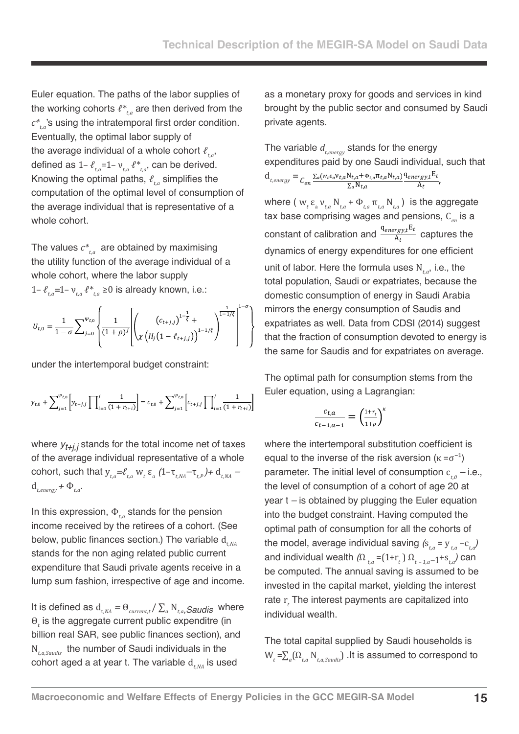Euler equation. The paths of the labor supplies of the working cohorts $\ell^*_{t,a}$ are then derived from the $c^*_{t,a}$'s using the intratemporal first order condition. Eventually, the optimal labor supply of the average individual of a whole cohort $\ell_{t,a}$, defined as $1-\ell_{t,a}=1-\nu_{t,a}\,\ell^*_{t,a}$, can be derived. Knowing the optimal paths, $\ell_{t,a}$ simplifies the computation of the optimal level of consumption of the average individual that is representative of a whole cohort.

The values $c^*_{t,a}$ are obtained by maximising the utility function of the average individual of a whole cohort, where the labor supply $1-\ell_{t,a}=1-\nu_{t,a}\,\ell^*_{t,a}\geq 0$ is already known, i.e.:

$$U_{t,0}=\frac{1}{1-\sigma}\sum_{j=0}^{\psi_{t,0}}\left\{\frac{1}{(1+\rho)^j}\left[\left(\begin{array}{c}(c_{t+j,j})^{1-\frac{1}{\xi}}+\\ \chi\left(H_j\left(1-\ell_{t+j,j}\right)\right)^{1-1/\xi}\end{array}\right)^{\frac{1}{1-1/\xi}}\right]^{1-\sigma}\right\}$$

under the intertemporal budget constraint:

$$y_{t,0}+\sum_{j=1}^{\psi_{t,0}}\left[y_{t+j,j}\prod_{i=1}^{j}\frac{1}{(1+r_{t+i})}\right]=c_{t,0}+\sum_{j=1}^{\psi_{t,0}}\left[c_{t+j,j}\prod_{i=1}^{j}\frac{1}{(1+r_{t+i})}\right]$$

where $y_{t+j,j}$ stands for the total income net of taxes of the average individual representative of a whole cohort, such that $y_{t,a}=\ell_{t,a}\,w_t\,\varepsilon_a\,(1-\tau_{t,NA}-\tau_{t,P})+d_{t,NA}-d_{t,energy}+\Phi_{t,a}$.

In this expression, $\Phi_{t,a}$ stands for the pension income received by the retirees of a cohort. (See below, public finances section.) The variable $d_{t,NA}$ stands for the non aging related public current expenditure that Saudi private agents receive in a lump sum fashion, irrespective of age and income.

It is defined as $d_{t,NA}=\Theta_{current,t}/\sum_a N_{t,a,Saudis}$ where $\Theta_t$ is the aggregate current public expenditre (in billion real SAR, see public finances section), and $N_{t,a,Saudis}$ the number of Saudi individuals in the cohort aged a at year t. The variable $d_{t,NA}$ is used as a monetary proxy for goods and services in kind brought by the public sector and consumed by Saudi private agents.

The variable $d_{t,energy}$ stands for the energy expenditures paid by one Saudi individual, such that $d_{t,energy}=C_{en}\frac{\sum_a(w_t\varepsilon_a\nu_{t,a}N_{t,a}+\Phi_{t,a}\pi_{t,a}N_{t,a})}{\sum_a N_{t,a}}\frac{q_{energy,t}E_t}{A_t}$,

where $(w_t\,\varepsilon_a\,\nu_{t,a}\,N_{t,a}+\Phi_{t,a}\,\pi_{t,a}\,N_{t,a})$ is the aggregate tax base comprising wages and pensions, $C_{en}$ is a constant of calibration and $\frac{q_{energy,t}E_t}{A_t}$ captures the dynamics of energy expenditures for one efficient unit of labor. Here the formula uses $N_{t,a}$, i.e., the total population, Saudi or expatriates, because the domestic consumption of energy in Saudi Arabia mirrors the energy consumption of Saudis and expatriates as well. Data from CDSI (2014) suggest that the fraction of consumption devoted to energy is the same for Saudis and for expatriates on average.

The optimal path for consumption stems from the Euler equation, using a Lagrangian:

$$\frac{c_{t,a}}{c_{t-1,a-1}}=\left(\frac{1+r_t}{1+\rho}\right)^{\kappa}$$

where the intertemporal substitution coefficient is equal to the inverse of the risk aversion ($\kappa=\sigma^{-1}$) parameter. The initial level of consumption $c_{t,0}$ – i.e., the level of consumption of a cohort of age 20 at year t – is obtained by plugging the Euler equation into the budget constraint. Having computed the optimal path of consumption for all the cohorts of the model, average individual saving ($s_{t,a}=y_{t,a}-c_{t,a}$) and individual wealth ($\Omega_{t,a}=(1+r_t)\,\Omega_{t-1,a-1}+s_{t,a}$) can be computed. The annual saving is assumed to be invested in the capital market, yielding the interest rate $r_t$. The interest payments are capitalized into individual wealth.

The total capital supplied by Saudi households is $W_t=\sum_a(\Omega_{t,a}\,N_{t,a,Saudis})$. It is assumed to correspond to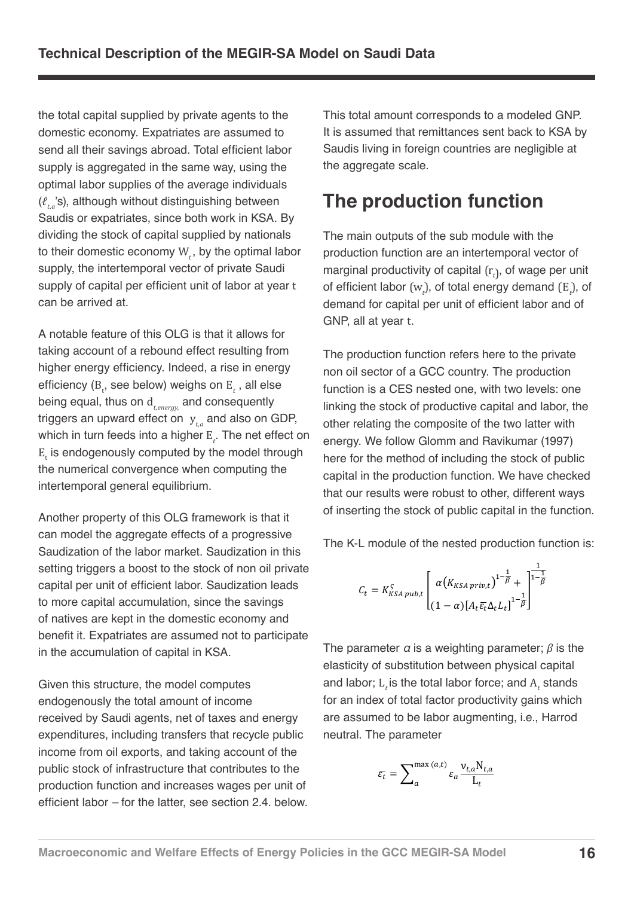the total capital supplied by private agents to the domestic economy. Expatriates are assumed to send all their savings abroad. Total efficient labor supply is aggregated in the same way, using the optimal labor supplies of the average individuals ($\ell_{t,a}$'s), although without distinguishing between Saudis or expatriates, since both work in KSA. By dividing the stock of capital supplied by nationals to their domestic economy $W_t$, by the optimal labor supply, the intertemporal vector of private Saudi supply of capital per efficient unit of labor at year $t$ can be arrived at.

A notable feature of this OLG is that it allows for taking account of a rebound effect resulting from higher energy efficiency. Indeed, a rise in energy efficiency ($B_t$, see below) weighs on $E_t$ , all else being equal, thus on $d_{t,energy,}$ and consequently triggers an upward effect on $y_{t,a}$ and also on GDP, which in turn feeds into a higher $E_t$. The net effect on $E_t$ is endogenously computed by the model through the numerical convergence when computing the intertemporal general equilibrium.

Another property of this OLG framework is that it can model the aggregate effects of a progressive Saudization of the labor market. Saudization in this setting triggers a boost to the stock of non oil private capital per unit of efficient labor. Saudization leads to more capital accumulation, since the savings of natives are kept in the domestic economy and benefit it. Expatriates are assumed not to participate in the accumulation of capital in KSA.

Given this structure, the model computes endogenously the total amount of income received by Saudi agents, net of taxes and energy expenditures, including transfers that recycle public income from oil exports, and taking account of the public stock of infrastructure that contributes to the production function and increases wages per unit of efficient labor – for the latter, see section 2.4. below.

This total amount corresponds to a modeled GNP. It is assumed that remittances sent back to KSA by Saudis living in foreign countries are negligible at the aggregate scale.

## The production function

The main outputs of the sub module with the production function are an intertemporal vector of marginal productivity of capital ($r_t$), of wage per unit of efficient labor ($w_t$), of total energy demand ($E_t$), of demand for capital per unit of efficient labor and of GNP, all at year $t$.

The production function refers here to the private non oil sector of a GCC country. The production function is a CES nested one, with two levels: one linking the stock of productive capital and labor, the other relating the composite of the two latter with energy. We follow Glomm and Ravikumar (1997) here for the method of including the stock of public capital in the production function. We have checked that our results were robust to other, different ways of inserting the stock of public capital in the function.

The K-L module of the nested production function is:

$$C_t = K^{\varsigma}_{KSA\,pub,t}\left[\begin{matrix}\alpha\left(K_{KSA\,priv,t}\right)^{1-\frac{1}{\beta}} + \\ (1-\alpha)\left[A_t\overline{\varepsilon_t}\Delta_t L_t\right]^{1-\frac{1}{\beta}}\end{matrix}\right]^{\frac{1}{1-\frac{1}{\beta}}}$$

The parameter $\alpha$ is a weighting parameter; $\beta$ is the elasticity of substitution between physical capital and labor; $L_t$ is the total labor force; and $A_t$ stands for an index of total factor productivity gains which are assumed to be labor augmenting, i.e., Harrod neutral. The parameter

$$\overline{\varepsilon_t} = \sum_{a}^{\max(a,t)} \varepsilon_a \frac{\nu_{t,a} N_{t,a}}{L_t}$$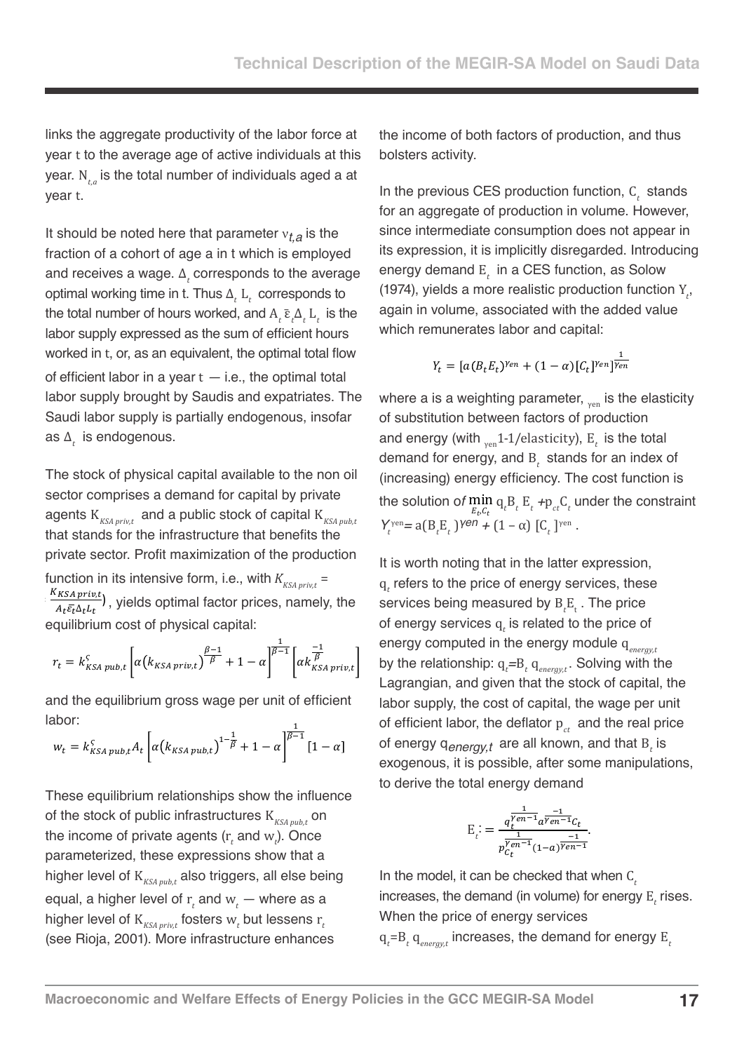links the aggregate productivity of the labor force at year t to the average age of active individuals at this year. $N_{t,a}$ is the total number of individuals aged a at year t.

It should be noted here that parameter $\nu_{t,a}$ is the fraction of a cohort of age a in t which is employed and receives a wage. $\Delta_t$ corresponds to the average optimal working time in t. Thus $\Delta_t L_t$ corresponds to the total number of hours worked, and $A_t \bar{\varepsilon}_t \Delta_t L_t$ is the labor supply expressed as the sum of efficient hours worked in t, or, as an equivalent, the optimal total flow of efficient labor in a year t — i.e., the optimal total labor supply brought by Saudis and expatriates. The Saudi labor supply is partially endogenous, insofar as $\Delta_t$ is endogenous.

The stock of physical capital available to the non oil sector comprises a demand for capital by private agents $K_{KSA\,priv,t}$ and a public stock of capital $K_{KSA\,pub,t}$ that stands for the infrastructure that benefits the private sector. Profit maximization of the production function in its intensive form, i.e., with $K_{KSA\,priv,t} = \frac{K_{KSA\,priv,t}}{A_t \bar{\varepsilon}_t \Delta_t L_t}$), yields optimal factor prices, namely, the equilibrium cost of physical capital:

$$r_t = k^{\varsigma}_{KSA\,pub,t}\left[\alpha\left(k_{KSA\,priv,t}\right)^{\frac{\beta-1}{\beta}} + 1 - \alpha\right]^{\frac{1}{\beta-1}}\left[\alpha k_{KSA\,priv,t}^{\frac{-1}{\beta}}\right]$$

and the equilibrium gross wage per unit of efficient labor:

$$w_t = k^{\varsigma}_{KSA\,pub,t} A_t\left[\alpha\left(k_{KSA\,pub,t}\right)^{1-\frac{1}{\beta}} + 1 - \alpha\right]^{\frac{1}{\beta-1}}[1-\alpha]$$

These equilibrium relationships show the influence of the stock of public infrastructures $K_{KSA\,pub,t}$ on the income of private agents ($r_t$ and $w_t$). Once parameterized, these expressions show that a higher level of $K_{KSA\,pub,t}$ also triggers, all else being equal, a higher level of $r_t$ and $w_t$ — where as a higher level of $K_{KSA\,priv,t}$ fosters $w_t$ but lessens $r_t$ (see Rioja, 2001). More infrastructure enhances the income of both factors of production, and thus bolsters activity.

In the previous CES production function, $C_t$ stands for an aggregate of production in volume. However, since intermediate consumption does not appear in its expression, it is implicitly disregarded. Introducing energy demand $E_t$ in a CES function, as Solow (1974), yields a more realistic production function $Y_t$, again in volume, associated with the added value which remunerates labor and capital:

$$Y_t = [a(B_t E_t)^{\gamma en} + (1-\alpha)[C_t]^{\gamma en}]^{\frac{1}{\gamma en}}$$

where a is a weighting parameter, $_{\gamma en}$ is the elasticity of substitution between factors of production and energy (with $_{\gamma en}$1-1/elasticity), $E_t$ is the total demand for energy, and $B_t$ stands for an index of (increasing) energy efficiency. The cost function is the solution of $\min_{E_t, C_t} q_t B_t E_t + p_{ct} C_t$ under the constraint $Y_t^{\gamma en} = a(B_t E_t)^{\gamma en} + (1-\alpha)[C_t]^{\gamma en}$.

It is worth noting that in the latter expression, $q_t$ refers to the price of energy services, these services being measured by $B_t E_t$. The price of energy services $q_t$ is related to the price of energy computed in the energy module $q_{energy,t}$ by the relationship: $q_t = B_t\, q_{energy,t}$. Solving with the Lagrangian, and given that the stock of capital, the labor supply, the cost of capital, the wage per unit of efficient labor, the deflator $p_{ct}$ and the real price of energy $q_{energy,t}$ are all known, and that $B_t$ is exogenous, it is possible, after some manipulations, to derive the total energy demand

$$E_t := \frac{q_t^{\frac{1}{\gamma en-1}} a^{\frac{-1}{\gamma en-1}} C_t}{p_{C_t}^{\frac{1}{\gamma en-1}} (1-a)^{\frac{-1}{\gamma en-1}}}.$$

In the model, it can be checked that when $C_t$ increases, the demand (in volume) for energy $E_t$ rises. When the price of energy services $q_t = B_t\, q_{energy,t}$ increases, the demand for energy $E_t$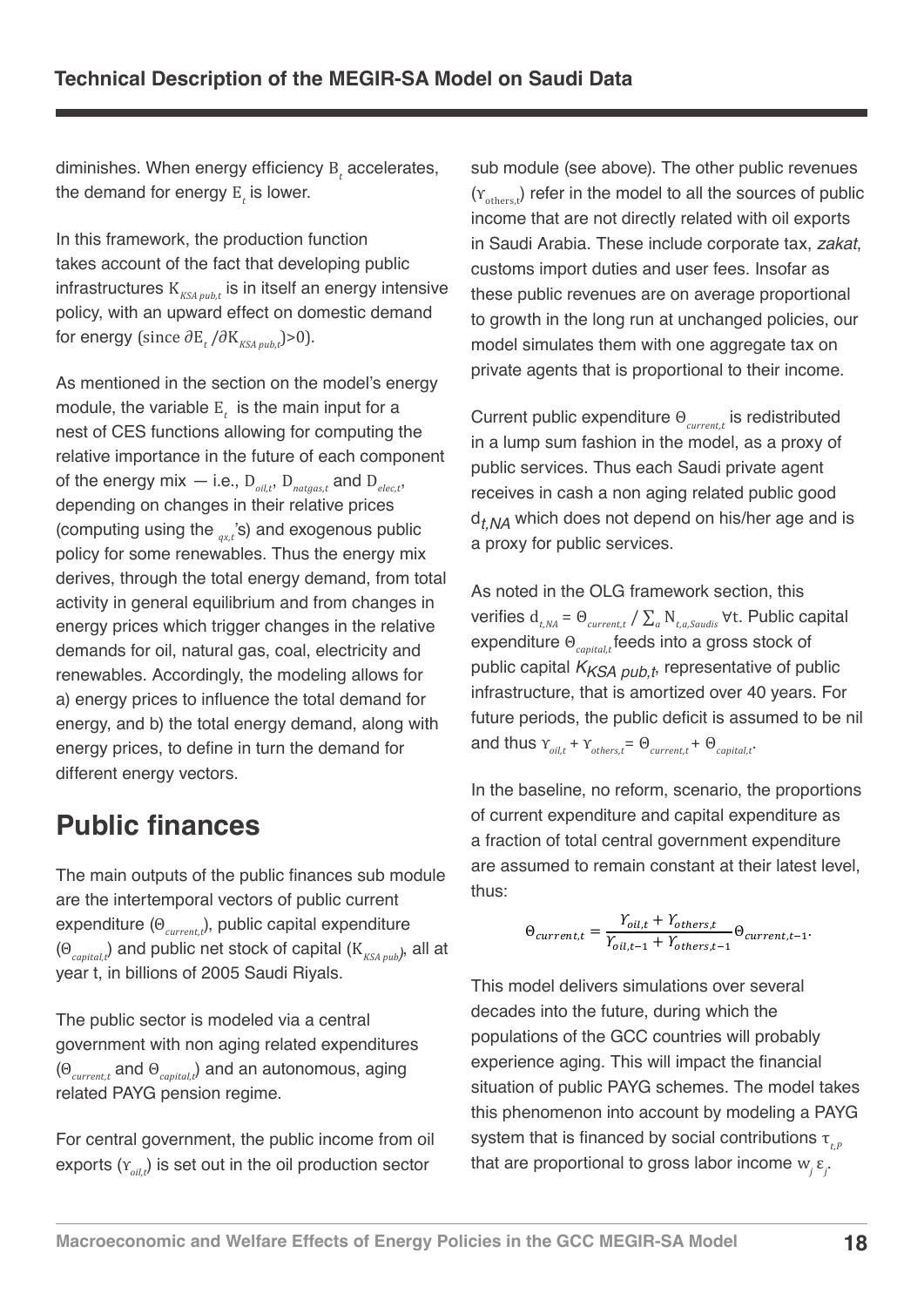diminishes. When energy efficiency $B_t$ accelerates, the demand for energy $E_t$ is lower.

In this framework, the production function takes account of the fact that developing public infrastructures $K_{KSA\,pub,t}$ is in itself an energy intensive policy, with an upward effect on domestic demand for energy (since $\partial E_t / \partial K_{KSA\,pub,t}) > 0$).

As mentioned in the section on the model's energy module, the variable $E_t$ is the main input for a nest of CES functions allowing for computing the relative importance in the future of each component of the energy mix — i.e., $D_{oil,t}$, $D_{natgas,t}$ and $D_{elec,t}$, depending on changes in their relative prices (computing using the $_{qx,t}$'s) and exogenous public policy for some renewables. Thus the energy mix derives, through the total energy demand, from total activity in general equilibrium and from changes in energy prices which trigger changes in the relative demands for oil, natural gas, coal, electricity and renewables. Accordingly, the modeling allows for a) energy prices to influence the total demand for energy, and b) the total energy demand, along with energy prices, to define in turn the demand for different energy vectors.

# Public finances

The main outputs of the public finances sub module are the intertemporal vectors of public current expenditure ($\Theta_{current,t}$), public capital expenditure ($\Theta_{capital,t}$) and public net stock of capital ($K_{KSA\,pub}$), all at year t, in billions of 2005 Saudi Riyals.

The public sector is modeled via a central government with non aging related expenditures ($\Theta_{current,t}$ and $\Theta_{capital,t}$) and an autonomous, aging related PAYG pension regime.

For central government, the public income from oil exports ($\Upsilon_{oil,t}$) is set out in the oil production sector sub module (see above). The other public revenues ($\Upsilon_{others,t}$) refer in the model to all the sources of public income that are not directly related with oil exports in Saudi Arabia. These include corporate tax, *zakat*, customs import duties and user fees. Insofar as these public revenues are on average proportional to growth in the long run at unchanged policies, our model simulates them with one aggregate tax on private agents that is proportional to their income.

Current public expenditure $\Theta_{current,t}$ is redistributed in a lump sum fashion in the model, as a proxy of public services. Thus each Saudi private agent receives in cash a non aging related public good $d_{t,NA}$ which does not depend on his/her age and is a proxy for public services.

As noted in the OLG framework section, this verifies $d_{t,NA} = \Theta_{current,t} / \sum_a N_{t,a,Saudis}\ \forall t$. Public capital expenditure $\Theta_{capital,t}$ feeds into a gross stock of public capital $K_{KSA\,pub,t}$, representative of public infrastructure, that is amortized over 40 years. For future periods, the public deficit is assumed to be nil and thus $\Upsilon_{oil,t} + \Upsilon_{others,t} = \Theta_{current,t} + \Theta_{capital,t}$.

In the baseline, no reform, scenario, the proportions of current expenditure and capital expenditure as a fraction of total central government expenditure are assumed to remain constant at their latest level, thus:

$$\Theta_{current,t} = \frac{\Upsilon_{oil,t} + \Upsilon_{others,t}}{\Upsilon_{oil,t-1} + \Upsilon_{others,t-1}} \Theta_{current,t-1}.$$

This model delivers simulations over several decades into the future, during which the populations of the GCC countries will probably experience aging. This will impact the financial situation of public PAYG schemes. The model takes this phenomenon into account by modeling a PAYG system that is financed by social contributions $\tau_{t,P}$ that are proportional to gross labor income $w_j \varepsilon_j$.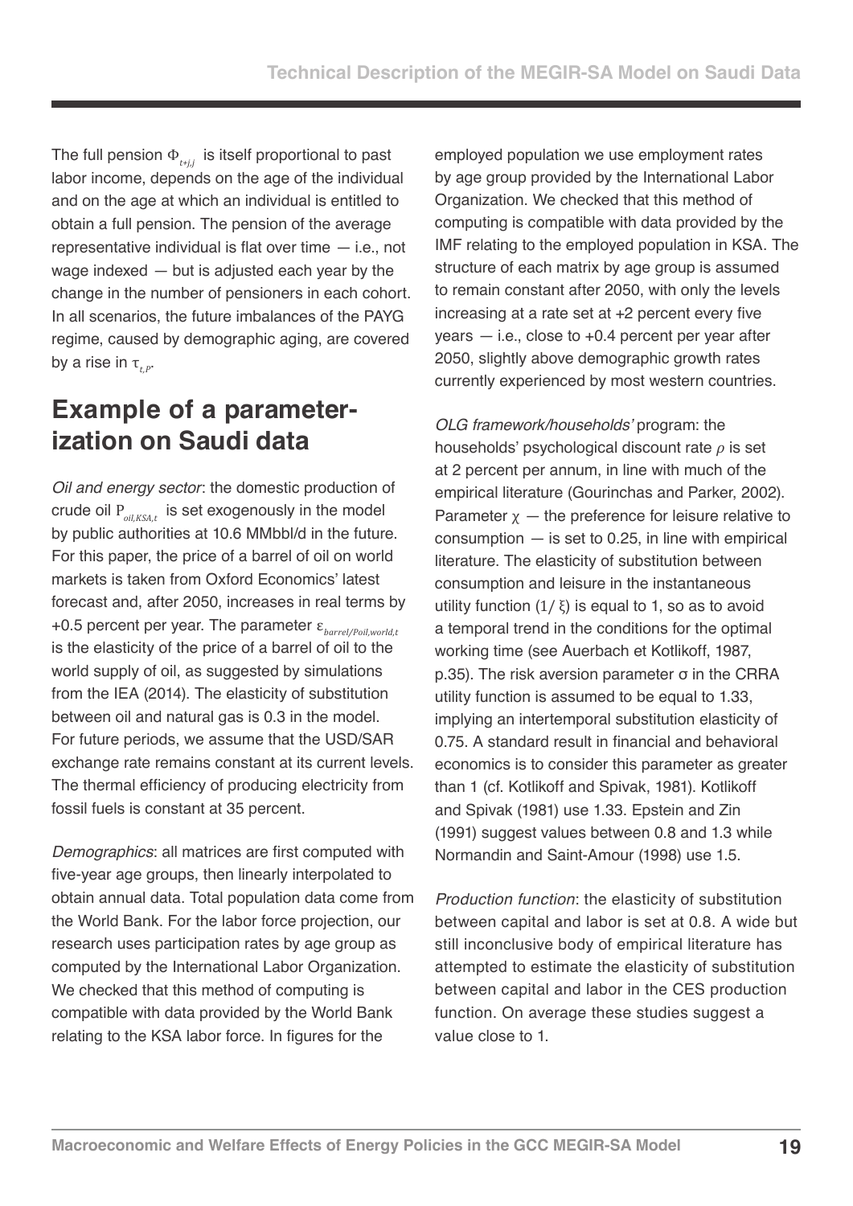The full pension $\Phi_{t+j,j}$ is itself proportional to past labor income, depends on the age of the individual and on the age at which an individual is entitled to obtain a full pension. The pension of the average representative individual is flat over time — i.e., not wage indexed — but is adjusted each year by the change in the number of pensioners in each cohort. In all scenarios, the future imbalances of the PAYG regime, caused by demographic aging, are covered by a rise in $\tau_{t,P}$.

## Example of a parameterization on Saudi data

*Oil and energy sector*: the domestic production of crude oil $P_{oil,KSA,t}$ is set exogenously in the model by public authorities at 10.6 MMbbl/d in the future. For this paper, the price of a barrel of oil on world markets is taken from Oxford Economics' latest forecast and, after 2050, increases in real terms by +0.5 percent per year. The parameter $\varepsilon_{barrel/Poil,world,t}$ is the elasticity of the price of a barrel of oil to the world supply of oil, as suggested by simulations from the IEA (2014). The elasticity of substitution between oil and natural gas is 0.3 in the model. For future periods, we assume that the USD/SAR exchange rate remains constant at its current levels. The thermal efficiency of producing electricity from fossil fuels is constant at 35 percent.

*Demographics*: all matrices are first computed with five-year age groups, then linearly interpolated to obtain annual data. Total population data come from the World Bank. For the labor force projection, our research uses participation rates by age group as computed by the International Labor Organization. We checked that this method of computing is compatible with data provided by the World Bank relating to the KSA labor force. In figures for the employed population we use employment rates by age group provided by the International Labor Organization. We checked that this method of computing is compatible with data provided by the IMF relating to the employed population in KSA. The structure of each matrix by age group is assumed to remain constant after 2050, with only the levels increasing at a rate set at +2 percent every five years — i.e., close to +0.4 percent per year after 2050, slightly above demographic growth rates currently experienced by most western countries.

*OLG framework/households' program*: the households' psychological discount rate $\rho$ is set at 2 percent per annum, in line with much of the empirical literature (Gourinchas and Parker, 2002). Parameter $\chi$ — the preference for leisure relative to consumption — is set to 0.25, in line with empirical literature. The elasticity of substitution between consumption and leisure in the instantaneous utility function $(1/\xi)$ is equal to 1, so as to avoid a temporal trend in the conditions for the optimal working time (see Auerbach et Kotlikoff, 1987, p.35). The risk aversion parameter $\sigma$ in the CRRA utility function is assumed to be equal to 1.33, implying an intertemporal substitution elasticity of 0.75. A standard result in financial and behavioral economics is to consider this parameter as greater than 1 (cf. Kotlikoff and Spivak, 1981). Kotlikoff and Spivak (1981) use 1.33. Epstein and Zin (1991) suggest values between 0.8 and 1.3 while Normandin and Saint-Amour (1998) use 1.5.

*Production function*: the elasticity of substitution between capital and labor is set at 0.8. A wide but still inconclusive body of empirical literature has attempted to estimate the elasticity of substitution between capital and labor in the CES production function. On average these studies suggest a value close to 1.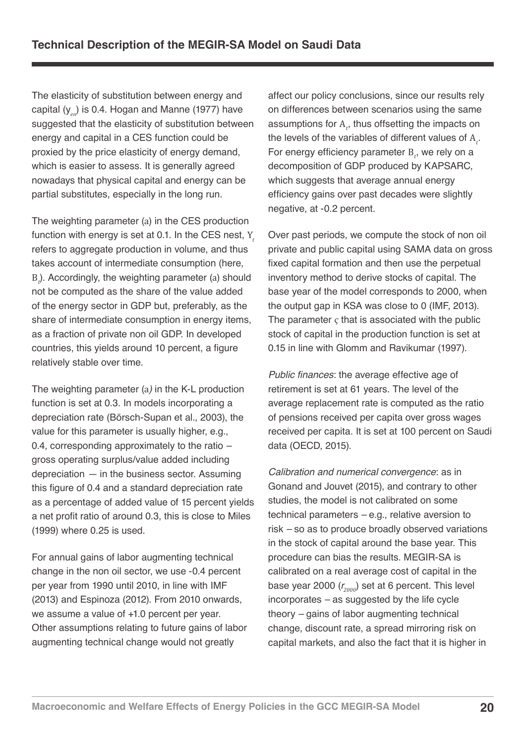The elasticity of substitution between energy and capital ($y_{en}$) is 0.4. Hogan and Manne (1977) have suggested that the elasticity of substitution between energy and capital in a CES function could be proxied by the price elasticity of energy demand, which is easier to assess. It is generally agreed nowadays that physical capital and energy can be partial substitutes, especially in the long run.

The weighting parameter ($a$) in the CES production function with energy is set at 0.1. In the CES nest, $Y_t$ refers to aggregate production in volume, and thus takes account of intermediate consumption (here, $B_t$). Accordingly, the weighting parameter ($a$) should not be computed as the share of the value added of the energy sector in GDP but, preferably, as the share of intermediate consumption in energy items, as a fraction of private non oil GDP. In developed countries, this yields around 10 percent, a figure relatively stable over time.

The weighting parameter ($a$) in the K-L production function is set at 0.3. In models incorporating a depreciation rate (Börsch-Supan et al., 2003), the value for this parameter is usually higher, e.g., 0.4, corresponding approximately to the ratio – gross operating surplus/value added including depreciation — in the business sector. Assuming this figure of 0.4 and a standard depreciation rate as a percentage of added value of 15 percent yields a net profit ratio of around 0.3, this is close to Miles (1999) where 0.25 is used.

For annual gains of labor augmenting technical change in the non oil sector, we use -0.4 percent per year from 1990 until 2010, in line with IMF (2013) and Espinoza (2012). From 2010 onwards, we assume a value of +1.0 percent per year. Other assumptions relating to future gains of labor augmenting technical change would not greatly affect our policy conclusions, since our results rely on differences between scenarios using the same assumptions for $A_t$, thus offsetting the impacts on the levels of the variables of different values of $A_t$. For energy efficiency parameter $B_t$, we rely on a decomposition of GDP produced by KAPSARC, which suggests that average annual energy efficiency gains over past decades were slightly negative, at -0.2 percent.

Over past periods, we compute the stock of non oil private and public capital using SAMA data on gross fixed capital formation and then use the perpetual inventory method to derive stocks of capital. The base year of the model corresponds to 2000, when the output gap in KSA was close to 0 (IMF, 2013). The parameter $\varsigma$ that is associated with the public stock of capital in the production function is set at 0.15 in line with Glomm and Ravikumar (1997).

*Public finances*: the average effective age of retirement is set at 61 years. The level of the average replacement rate is computed as the ratio of pensions received per capita over gross wages received per capita. It is set at 100 percent on Saudi data (OECD, 2015).

*Calibration and numerical convergence*: as in Gonand and Jouvet (2015), and contrary to other studies, the model is not calibrated on some technical parameters – e.g., relative aversion to risk – so as to produce broadly observed variations in the stock of capital around the base year. This procedure can bias the results. MEGIR-SA is calibrated on a real average cost of capital in the base year 2000 ($r_{2000}$) set at 6 percent. This level incorporates – as suggested by the life cycle theory – gains of labor augmenting technical change, discount rate, a spread mirroring risk on capital markets, and also the fact that it is higher in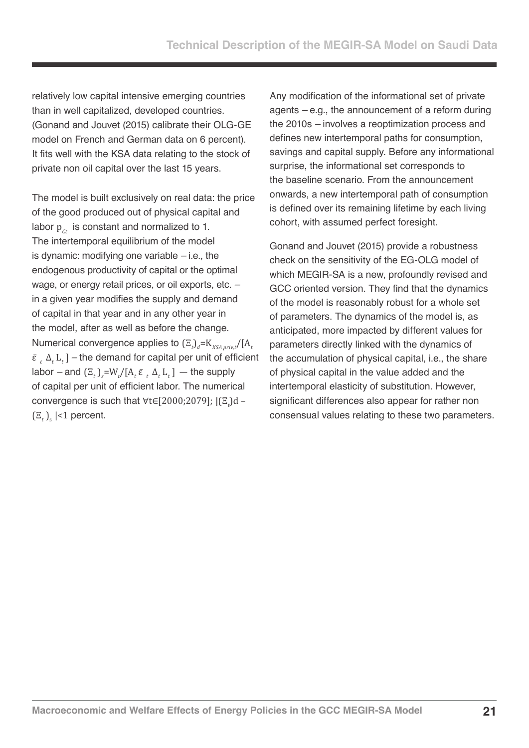relatively low capital intensive emerging countries than in well capitalized, developed countries. (Gonand and Jouvet (2015) calibrate their OLG-GE model on French and German data on 6 percent). It fits well with the KSA data relating to the stock of private non oil capital over the last 15 years.

The model is built exclusively on real data: the price of the good produced out of physical capital and labor $p_{Ct}$ is constant and normalized to 1. The intertemporal equilibrium of the model is dynamic: modifying one variable – i.e., the endogenous productivity of capital or the optimal wage, or energy retail prices, or oil exports, etc. – in a given year modifies the supply and demand of capital in that year and in any other year in the model, after as well as before the change. Numerical convergence applies to $(\Xi_t)_d = K_{KSA\,priv,t} / [A_t\, \bar{\varepsilon}_t\, \Delta_t\, L_t]$ – the demand for capital per unit of efficient labor – and $(\Xi_t)_s = W_t / [A_t\, \bar{\varepsilon}_t\, \Delta_t\, L_t]$ — the supply of capital per unit of efficient labor. The numerical convergence is such that $\forall t \in [2000;2079]$; $|(\Xi_t)d - (\Xi_t)_s| < 1$ percent.

Any modification of the informational set of private agents – e.g., the announcement of a reform during the 2010s – involves a reoptimization process and defines new intertemporal paths for consumption, savings and capital supply. Before any informational surprise, the informational set corresponds to the baseline scenario. From the announcement onwards, a new intertemporal path of consumption is defined over its remaining lifetime by each living cohort, with assumed perfect foresight.

Gonand and Jouvet (2015) provide a robustness check on the sensitivity of the EG-OLG model of which MEGIR-SA is a new, profoundly revised and GCC oriented version. They find that the dynamics of the model is reasonably robust for a whole set of parameters. The dynamics of the model is, as anticipated, more impacted by different values for parameters directly linked with the dynamics of the accumulation of physical capital, i.e., the share of physical capital in the value added and the intertemporal elasticity of substitution. However, significant differences also appear for rather non consensual values relating to these two parameters.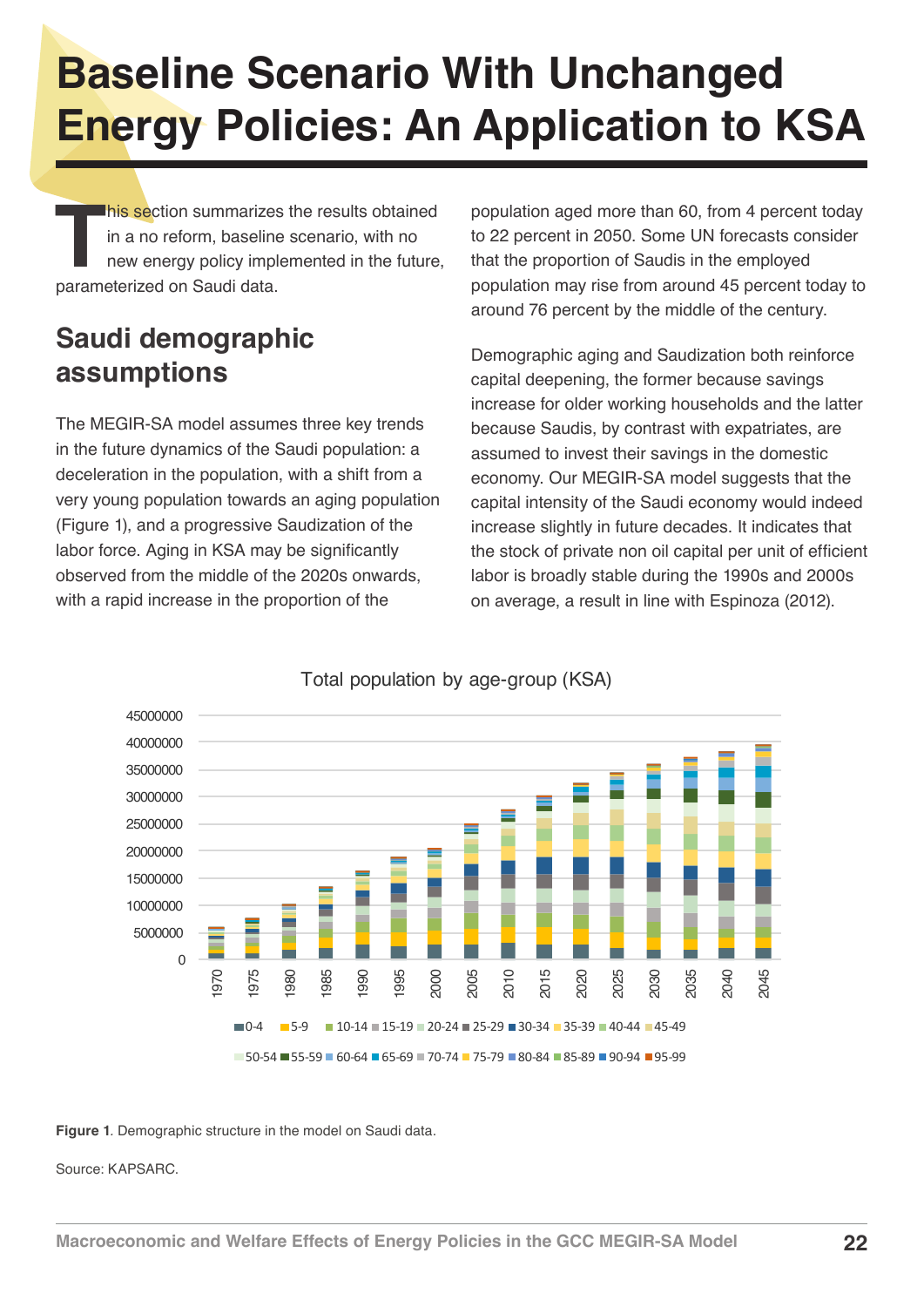# Baseline Scenario With Unchanged Energy Policies: An Application to KSA

This section summarizes the results obtained in a no reform, baseline scenario, with no new energy policy implemented in the future, parameterized on Saudi data.

## Saudi demographic assumptions

The MEGIR-SA model assumes three key trends in the future dynamics of the Saudi population: a deceleration in the population, with a shift from a very young population towards an aging population (Figure 1), and a progressive Saudization of the labor force. Aging in KSA may be significantly observed from the middle of the 2020s onwards, with a rapid increase in the proportion of the population aged more than 60, from 4 percent today to 22 percent in 2050. Some UN forecasts consider that the proportion of Saudis in the employed population may rise from around 45 percent today to around 76 percent by the middle of the century.

Demographic aging and Saudization both reinforce capital deepening, the former because savings increase for older working households and the latter because Saudis, by contrast with expatriates, are assumed to invest their savings in the domestic economy. Our MEGIR-SA model suggests that the capital intensity of the Saudi economy would indeed increase slightly in future decades. It indicates that the stock of private non oil capital per unit of efficient labor is broadly stable during the 1990s and 2000s on average, a result in line with Espinoza (2012).

Total population by age-group (KSA)

**Figure 1**. Demographic structure in the model on Saudi data.

Source: KAPSARC.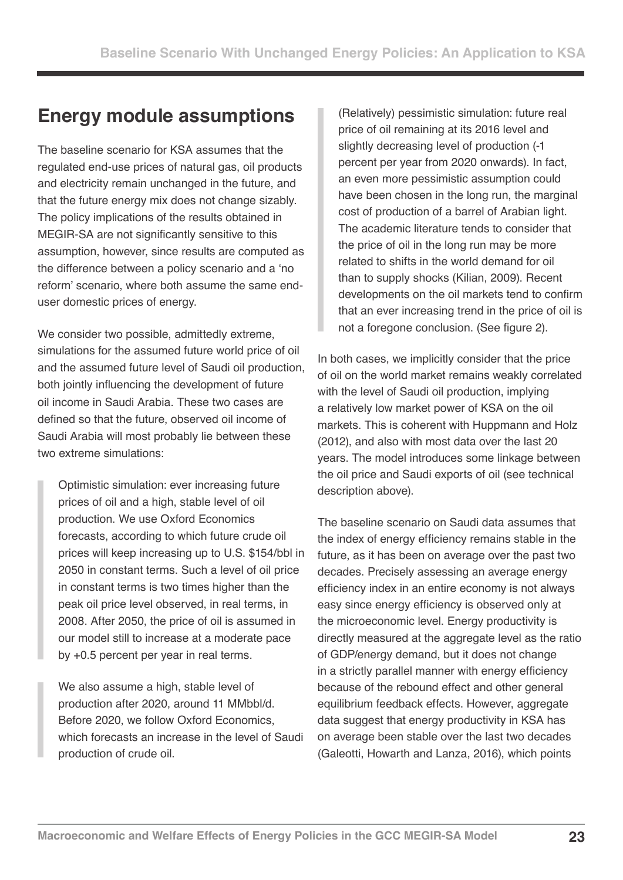## Energy module assumptions

The baseline scenario for KSA assumes that the regulated end-use prices of natural gas, oil products and electricity remain unchanged in the future, and that the future energy mix does not change sizably. The policy implications of the results obtained in MEGIR-SA are not significantly sensitive to this assumption, however, since results are computed as the difference between a policy scenario and a 'no reform' scenario, where both assume the same end-user domestic prices of energy.

We consider two possible, admittedly extreme, simulations for the assumed future world price of oil and the assumed future level of Saudi oil production, both jointly influencing the development of future oil income in Saudi Arabia. These two cases are defined so that the future, observed oil income of Saudi Arabia will most probably lie between these two extreme simulations:

> Optimistic simulation: ever increasing future prices of oil and a high, stable level of oil production. We use Oxford Economics forecasts, according to which future crude oil prices will keep increasing up to U.S. $154/bbl in 2050 in constant terms. Such a level of oil price in constant terms is two times higher than the peak oil price level observed, in real terms, in 2008. After 2050, the price of oil is assumed in our model still to increase at a moderate pace by +0.5 percent per year in real terms.

> We also assume a high, stable level of production after 2020, around 11 MMbbl/d. Before 2020, we follow Oxford Economics, which forecasts an increase in the level of Saudi production of crude oil.

> (Relatively) pessimistic simulation: future real price of oil remaining at its 2016 level and slightly decreasing level of production (-1 percent per year from 2020 onwards). In fact, an even more pessimistic assumption could have been chosen in the long run, the marginal cost of production of a barrel of Arabian light. The academic literature tends to consider that the price of oil in the long run may be more related to shifts in the world demand for oil than to supply shocks (Kilian, 2009). Recent developments on the oil markets tend to confirm that an ever increasing trend in the price of oil is not a foregone conclusion. (See figure 2).

In both cases, we implicitly consider that the price of oil on the world market remains weakly correlated with the level of Saudi oil production, implying a relatively low market power of KSA on the oil markets. This is coherent with Huppmann and Holz (2012), and also with most data over the last 20 years. The model introduces some linkage between the oil price and Saudi exports of oil (see technical description above).

The baseline scenario on Saudi data assumes that the index of energy efficiency remains stable in the future, as it has been on average over the past two decades. Precisely assessing an average energy efficiency index in an entire economy is not always easy since energy efficiency is observed only at the microeconomic level. Energy productivity is directly measured at the aggregate level as the ratio of GDP/energy demand, but it does not change in a strictly parallel manner with energy efficiency because of the rebound effect and other general equilibrium feedback effects. However, aggregate data suggest that energy productivity in KSA has on average been stable over the last two decades (Galeotti, Howarth and Lanza, 2016), which points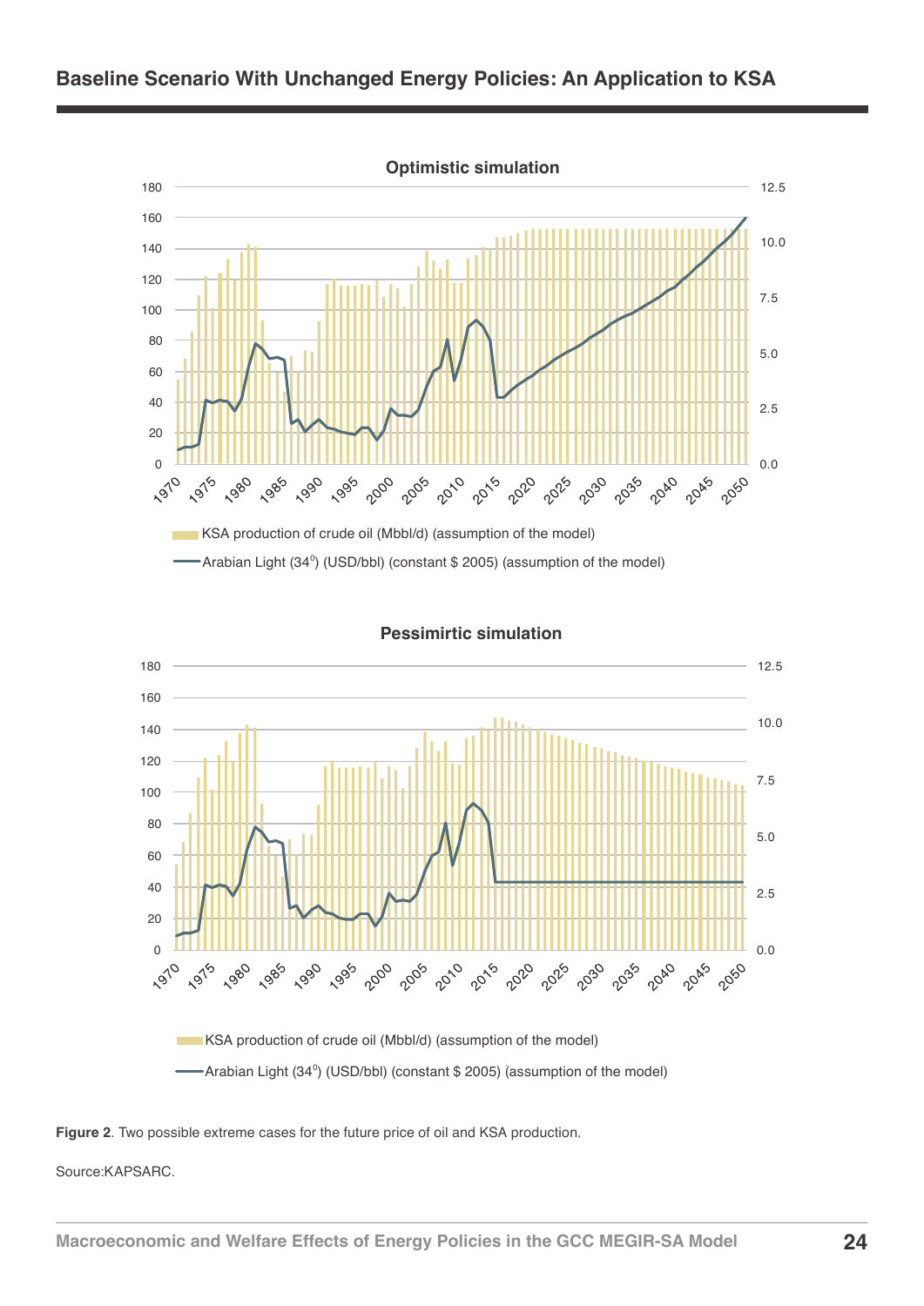**Optimistic simulation**

KSA production of crude oil (Mbbl/d) (assumption of the model)

Arabian Light (34⁰) (USD/bbl) (constant $ 2005) (assumption of the model)

**Pessimirtic simulation**

KSA production of crude oil (Mbbl/d) (assumption of the model)

Arabian Light (34⁰) (USD/bbl) (constant $ 2005) (assumption of the model)

**Figure 2**. Two possible extreme cases for the future price of oil and KSA production.

Source:KAPSARC.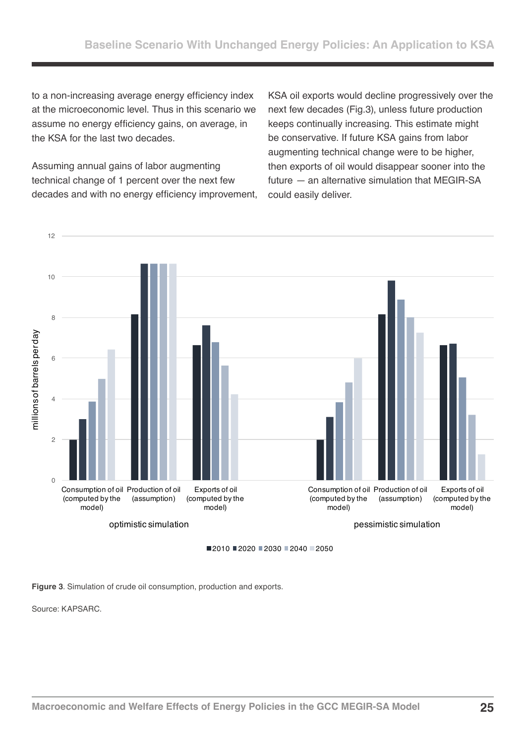to a non-increasing average energy efficiency index at the microeconomic level. Thus in this scenario we assume no energy efficiency gains, on average, in the KSA for the last two decades.

Assuming annual gains of labor augmenting technical change of 1 percent over the next few decades and with no energy efficiency improvement, KSA oil exports would decline progressively over the next few decades (Fig.3), unless future production keeps continually increasing. This estimate might be conservative. If future KSA gains from labor augmenting technical change were to be higher, then exports of oil would disappear sooner into the future — an alternative simulation that MEGIR-SA could easily deliver.

**Figure 3**. Simulation of crude oil consumption, production and exports.

Source: KAPSARC.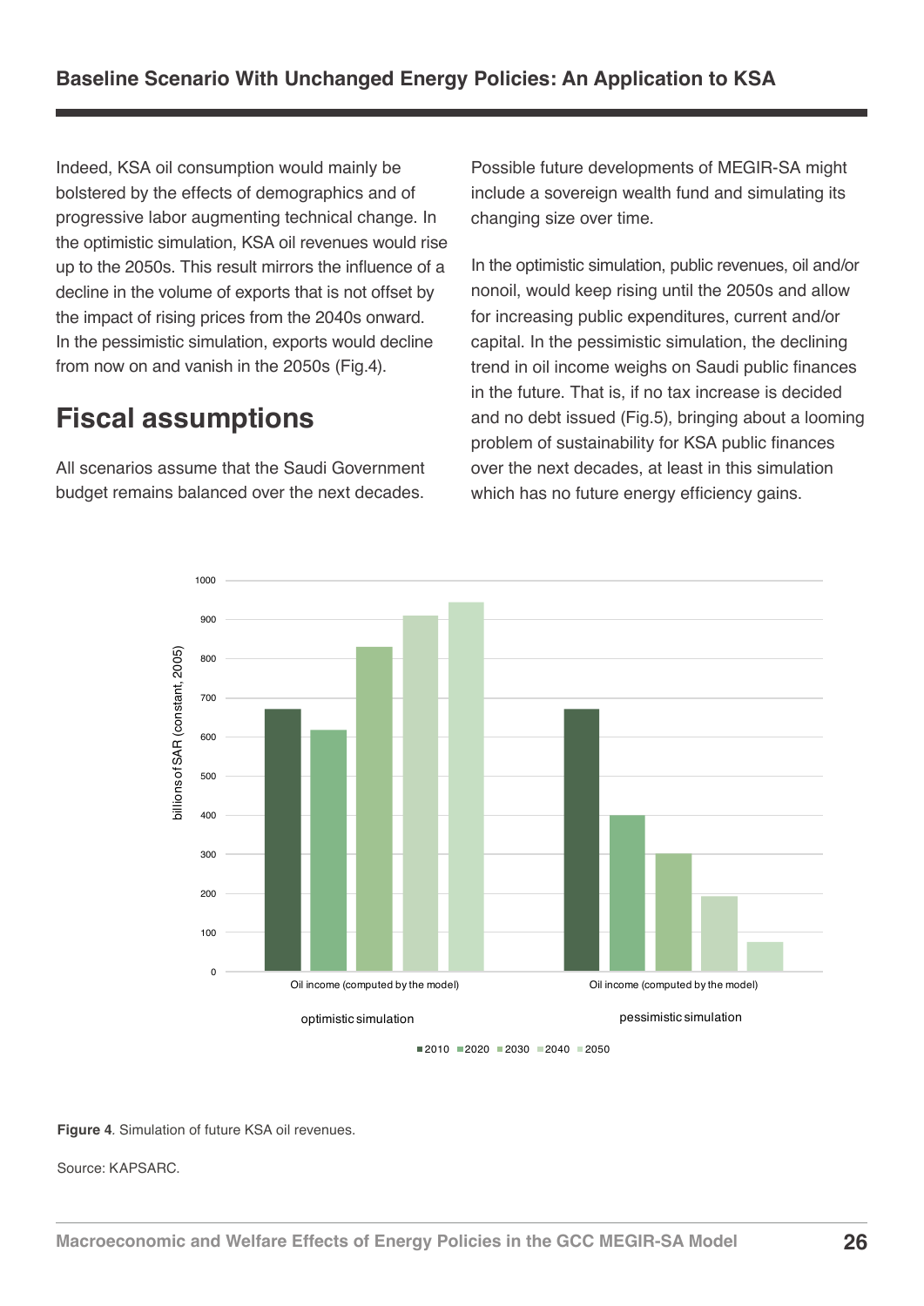Indeed, KSA oil consumption would mainly be bolstered by the effects of demographics and of progressive labor augmenting technical change. In the optimistic simulation, KSA oil revenues would rise up to the 2050s. This result mirrors the influence of a decline in the volume of exports that is not offset by the impact of rising prices from the 2040s onward. In the pessimistic simulation, exports would decline from now on and vanish in the 2050s (Fig.4).

## Fiscal assumptions

All scenarios assume that the Saudi Government budget remains balanced over the next decades. Possible future developments of MEGIR-SA might include a sovereign wealth fund and simulating its changing size over time.

In the optimistic simulation, public revenues, oil and/or nonoil, would keep rising until the 2050s and allow for increasing public expenditures, current and/or capital. In the pessimistic simulation, the declining trend in oil income weighs on Saudi public finances in the future. That is, if no tax increase is decided and no debt issued (Fig.5), bringing about a looming problem of sustainability for KSA public finances over the next decades, at least in this simulation which has no future energy efficiency gains.

**Figure 4**. Simulation of future KSA oil revenues.

Source: KAPSARC.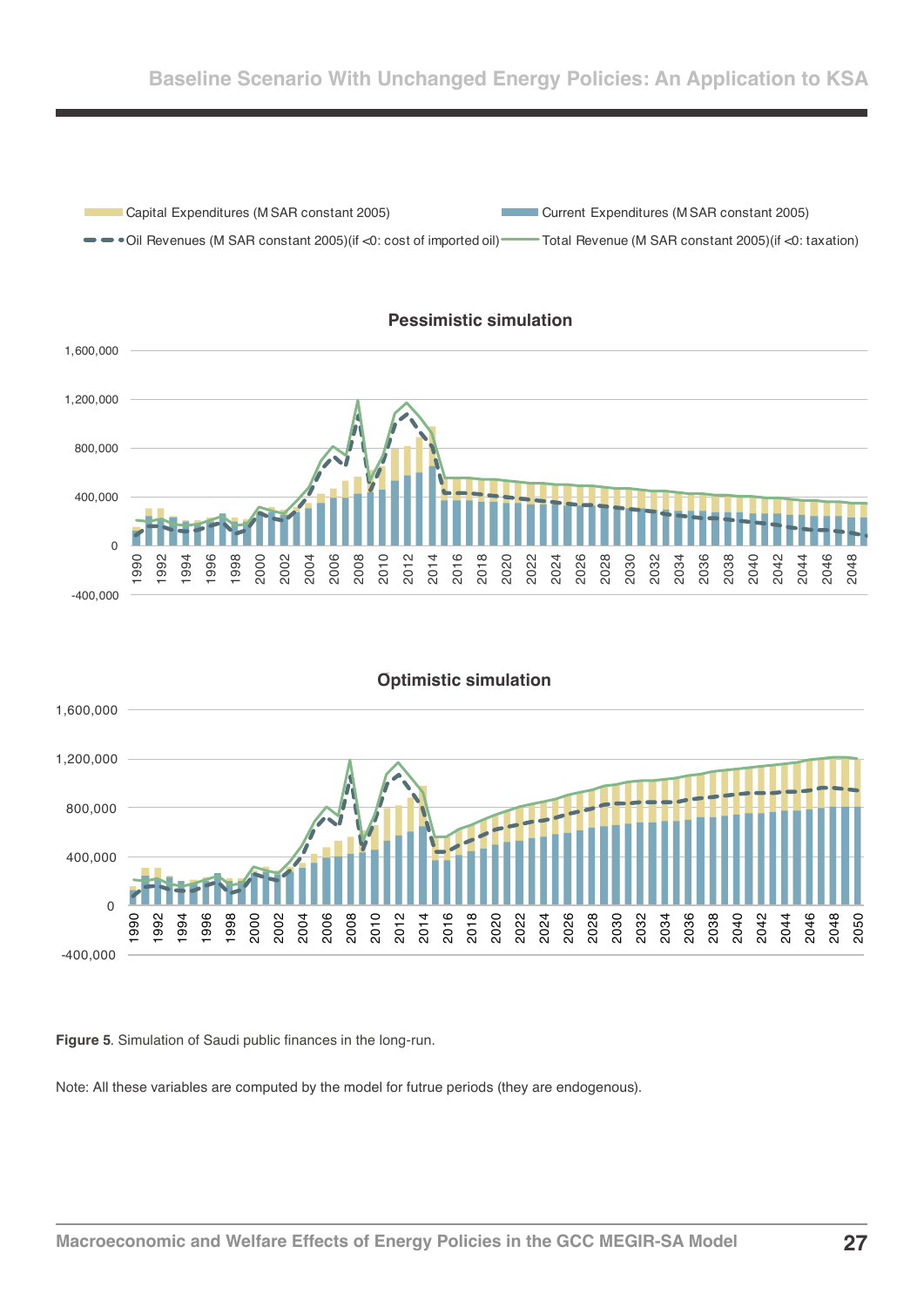Capital Expenditures (M SAR constant 2005)

Current Expenditures (M SAR constant 2005)

Oil Revenues (M SAR constant 2005)(if <0: cost of imported oil)

Total Revenue (M SAR constant 2005)(if <0: taxation)

**Pessimistic simulation**

**Optimistic simulation**

**Figure 5**. Simulation of Saudi public finances in the long-run.

Note: All these variables are computed by the model for futrue periods (they are endogenous).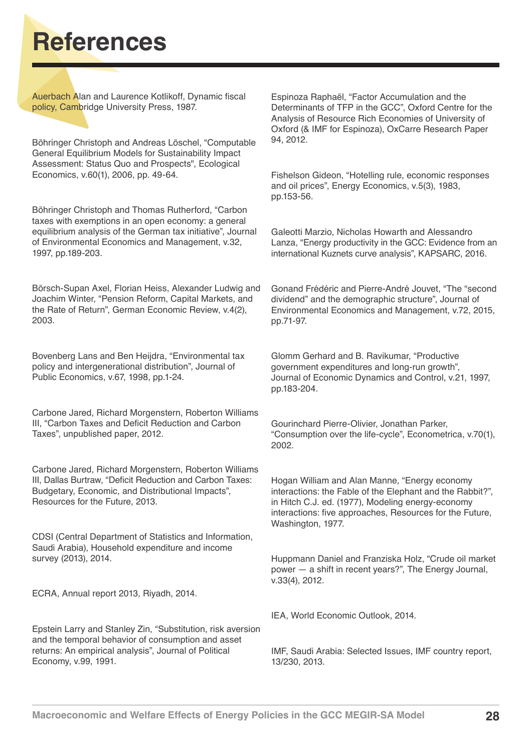# References

Auerbach Alan and Laurence Kotlikoff, Dynamic fiscal policy, Cambridge University Press, 1987.

Böhringer Christoph and Andreas Löschel, "Computable General Equilibrium Models for Sustainability Impact Assessment: Status Quo and Prospects", Ecological Economics, v.60(1), 2006, pp. 49-64.

Böhringer Christoph and Thomas Rutherford, "Carbon taxes with exemptions in an open economy: a general equilibrium analysis of the German tax initiative", Journal of Environmental Economics and Management, v.32, 1997, pp.189-203.

Börsch-Supan Axel, Florian Heiss, Alexander Ludwig and Joachim Winter, "Pension Reform, Capital Markets, and the Rate of Return", German Economic Review, v.4(2), 2003.

Bovenberg Lans and Ben Heijdra, "Environmental tax policy and intergenerational distribution", Journal of Public Economics, v.67, 1998, pp.1-24.

Carbone Jared, Richard Morgenstern, Roberton Williams III, "Carbon Taxes and Deficit Reduction and Carbon Taxes", unpublished paper, 2012.

Carbone Jared, Richard Morgenstern, Roberton Williams III, Dallas Burtraw, "Deficit Reduction and Carbon Taxes: Budgetary, Economic, and Distributional Impacts", Resources for the Future, 2013.

CDSI (Central Department of Statistics and Information, Saudi Arabia), Household expenditure and income survey (2013), 2014.

ECRA, Annual report 2013, Riyadh, 2014.

Epstein Larry and Stanley Zin, "Substitution, risk aversion and the temporal behavior of consumption and asset returns: An empirical analysis", Journal of Political Economy, v.99, 1991.

Espinoza Raphaël, "Factor Accumulation and the Determinants of TFP in the GCC", Oxford Centre for the Analysis of Resource Rich Economies of University of Oxford (& IMF for Espinoza), OxCarre Research Paper 94, 2012.

Fishelson Gideon, "Hotelling rule, economic responses and oil prices", Energy Economics, v.5(3), 1983, pp.153-56.

Galeotti Marzio, Nicholas Howarth and Alessandro Lanza, "Energy productivity in the GCC: Evidence from an international Kuznets curve analysis", KAPSARC, 2016.

Gonand Frédéric and Pierre-André Jouvet, "The "second dividend" and the demographic structure", Journal of Environmental Economics and Management, v.72, 2015, pp.71-97.

Glomm Gerhard and B. Ravikumar, "Productive government expenditures and long-run growth", Journal of Economic Dynamics and Control, v.21, 1997, pp.183-204.

Gourinchard Pierre-Olivier, Jonathan Parker, "Consumption over the life-cycle", Econometrica, v.70(1), 2002.

Hogan William and Alan Manne, "Energy economy interactions: the Fable of the Elephant and the Rabbit?", in Hitch C.J. ed. (1977), Modeling energy-economy interactions: five approaches, Resources for the Future, Washington, 1977.

Huppmann Daniel and Franziska Holz, "Crude oil market power — a shift in recent years?", The Energy Journal, v.33(4), 2012.

IEA, World Economic Outlook, 2014.

IMF, Saudi Arabia: Selected Issues, IMF country report, 13/230, 2013.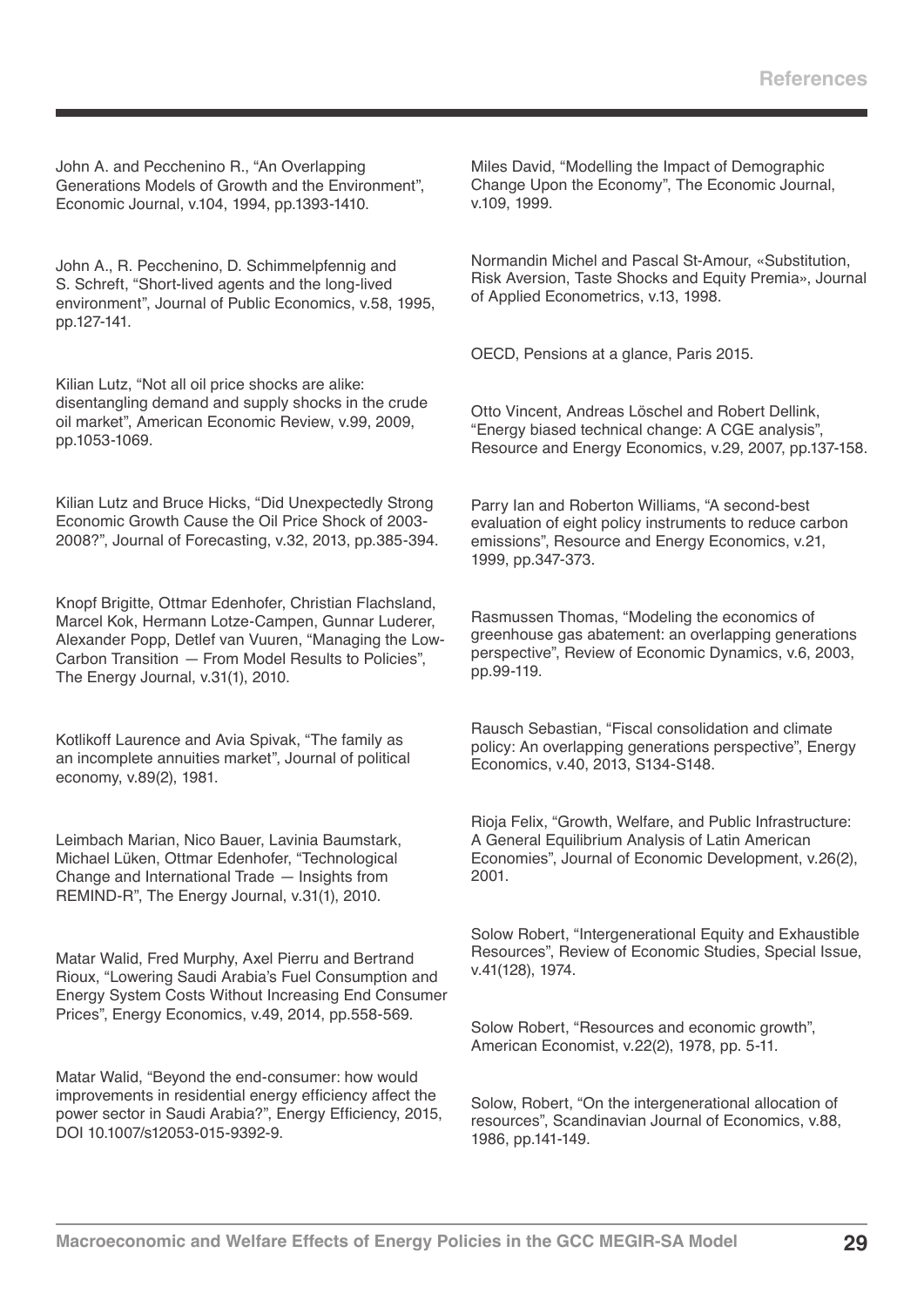John A. and Pecchenino R., “An Overlapping Generations Models of Growth and the Environment”, Economic Journal, v.104, 1994, pp.1393-1410.

John A., R. Pecchenino, D. Schimmelpfennig and S. Schreft, “Short-lived agents and the long-lived environment”, Journal of Public Economics, v.58, 1995, pp.127-141.

Kilian Lutz, “Not all oil price shocks are alike: disentangling demand and supply shocks in the crude oil market”, American Economic Review, v.99, 2009, pp.1053-1069.

Kilian Lutz and Bruce Hicks, “Did Unexpectedly Strong Economic Growth Cause the Oil Price Shock of 2003-2008?”, Journal of Forecasting, v.32, 2013, pp.385-394.

Knopf Brigitte, Ottmar Edenhofer, Christian Flachsland, Marcel Kok, Hermann Lotze-Campen, Gunnar Luderer, Alexander Popp, Detlef van Vuuren, “Managing the Low-Carbon Transition — From Model Results to Policies”, The Energy Journal, v.31(1), 2010.

Kotlikoff Laurence and Avia Spivak, “The family as an incomplete annuities market”, Journal of political economy, v.89(2), 1981.

Leimbach Marian, Nico Bauer, Lavinia Baumstark, Michael Lüken, Ottmar Edenhofer, “Technological Change and International Trade — Insights from REMIND-R”, The Energy Journal, v.31(1), 2010.

Matar Walid, Fred Murphy, Axel Pierru and Bertrand Rioux, “Lowering Saudi Arabia’s Fuel Consumption and Energy System Costs Without Increasing End Consumer Prices”, Energy Economics, v.49, 2014, pp.558-569.

Matar Walid, “Beyond the end-consumer: how would improvements in residential energy efficiency affect the power sector in Saudi Arabia?”, Energy Efficiency, 2015, DOI 10.1007/s12053-015-9392-9.

Miles David, “Modelling the Impact of Demographic Change Upon the Economy”, The Economic Journal, v.109, 1999.

Normandin Michel and Pascal St-Amour, «Substitution, Risk Aversion, Taste Shocks and Equity Premia», Journal of Applied Econometrics, v.13, 1998.

OECD, Pensions at a glance, Paris 2015.

Otto Vincent, Andreas Löschel and Robert Dellink, “Energy biased technical change: A CGE analysis”, Resource and Energy Economics, v.29, 2007, pp.137-158.

Parry Ian and Roberton Williams, “A second-best evaluation of eight policy instruments to reduce carbon emissions”, Resource and Energy Economics, v.21, 1999, pp.347-373.

Rasmussen Thomas, “Modeling the economics of greenhouse gas abatement: an overlapping generations perspective”, Review of Economic Dynamics, v.6, 2003, pp.99-119.

Rausch Sebastian, “Fiscal consolidation and climate policy: An overlapping generations perspective”, Energy Economics, v.40, 2013, S134-S148.

Rioja Felix, “Growth, Welfare, and Public Infrastructure: A General Equilibrium Analysis of Latin American Economies”, Journal of Economic Development, v.26(2), 2001.

Solow Robert, “Intergenerational Equity and Exhaustible Resources”, Review of Economic Studies, Special Issue, v.41(128), 1974.

Solow Robert, “Resources and economic growth”, American Economist, v.22(2), 1978, pp. 5-11.

Solow, Robert, “On the intergenerational allocation of resources”, Scandinavian Journal of Economics, v.88, 1986, pp.141-149.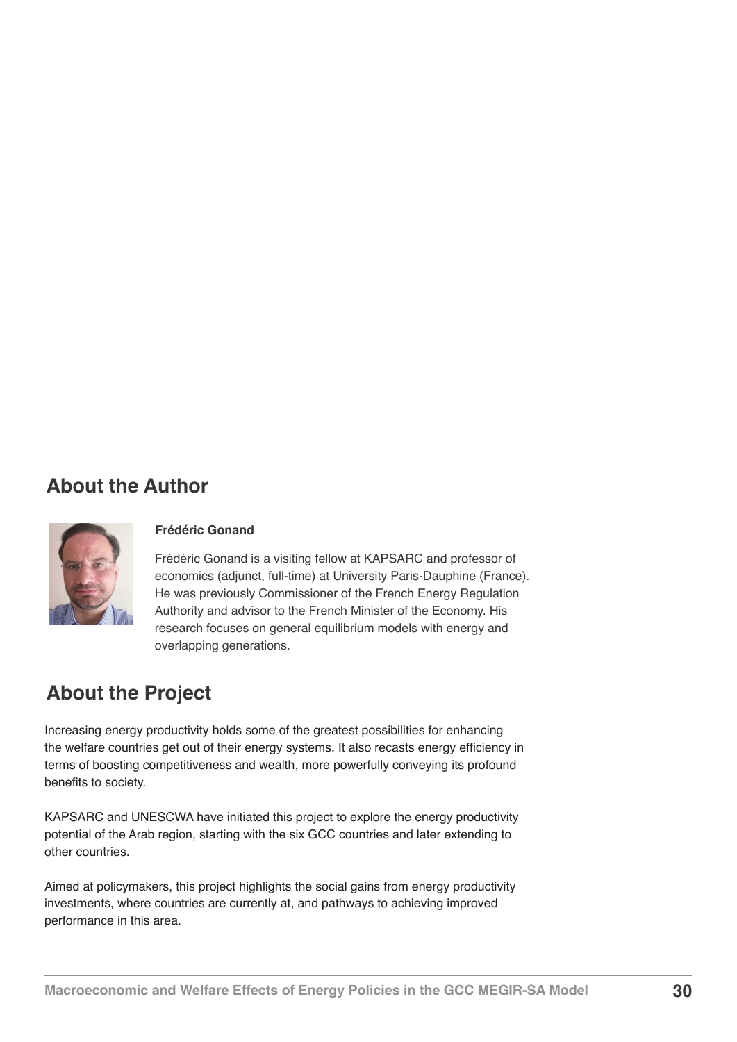## About the Author

**Frédéric Gonand**

Frédéric Gonand is a visiting fellow at KAPSARC and professor of economics (adjunct, full-time) at University Paris-Dauphine (France). He was previously Commissioner of the French Energy Regulation Authority and advisor to the French Minister of the Economy. His research focuses on general equilibrium models with energy and overlapping generations.

## About the Project

Increasing energy productivity holds some of the greatest possibilities for enhancing the welfare countries get out of their energy systems. It also recasts energy efficiency in terms of boosting competitiveness and wealth, more powerfully conveying its profound benefits to society.

KAPSARC and UNESCWA have initiated this project to explore the energy productivity potential of the Arab region, starting with the six GCC countries and later extending to other countries.

Aimed at policymakers, this project highlights the social gains from energy productivity investments, where countries are currently at, and pathways to achieving improved performance in this area.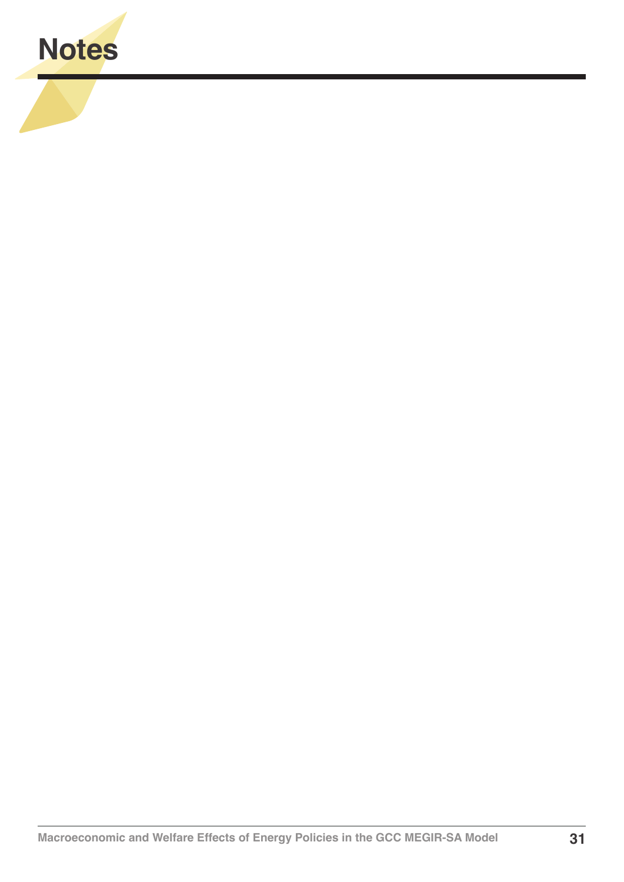# Notes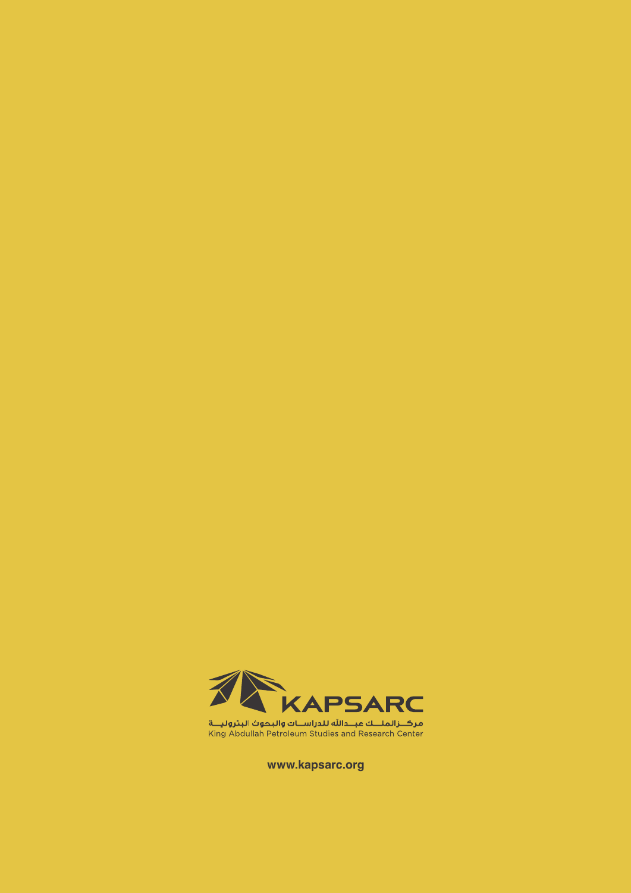KAPSARC

مركز الملك عبدالله للدراسات والبحوث البترولية

King Abdullah Petroleum Studies and Research Center

www.kapsarc.org